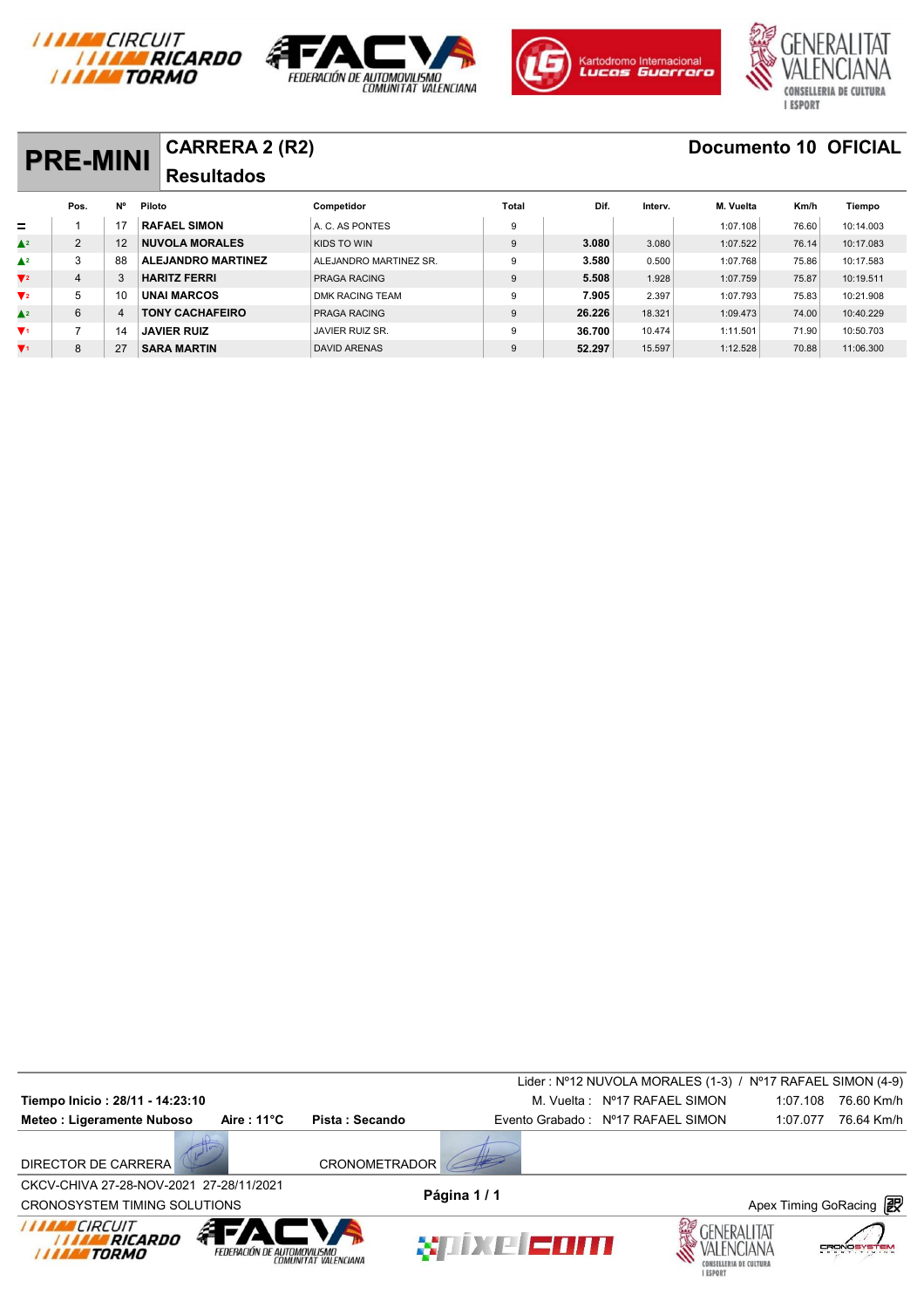# PRE-MINI

## CARRERA 2 (R2)

## Resultados

**Documento 10 OFICIAL**

| | Pos. | Nº | Piloto | Competidor | Total | Dif. | Interv. | M. Vuelta | Km/h | Tiempo |
|---|---|---|---|---|---|---|---|---|---|---|
| = | 1 | 17 | **RAFAEL SIMON** | A. C. AS PONTES | 9 | | | 1:07.108 | 76.60 | 10:14.003 |
| ▲2 | 2 | 12 | **NUVOLA MORALES** | KIDS TO WIN | 9 | **3.080** | 3.080 | 1:07.522 | 76.14 | 10:17.083 |
| ▲2 | 3 | 88 | **ALEJANDRO MARTINEZ** | ALEJANDRO MARTINEZ SR. | 9 | **3.580** | 0.500 | 1:07.768 | 75.86 | 10:17.583 |
| ▼2 | 4 | 3 | **HARITZ FERRI** | PRAGA RACING | 9 | **5.508** | 1.928 | 1:07.759 | 75.87 | 10:19.511 |
| ▼2 | 5 | 10 | **UNAI MARCOS** | DMK RACING TEAM | 9 | **7.905** | 2.397 | 1:07.793 | 75.83 | 10:21.908 |
| ▲2 | 6 | 4 | **TONY CACHAFEIRO** | PRAGA RACING | 9 | **26.226** | 18.321 | 1:09.473 | 74.00 | 10:40.229 |
| ▼1 | 7 | 14 | **JAVIER RUIZ** | JAVIER RUIZ SR. | 9 | **36.700** | 10.474 | 1:11.501 | 71.90 | 10:50.703 |
| ▼1 | 8 | 27 | **SARA MARTIN** | DAVID ARENAS | 9 | **52.297** | 15.597 | 1:12.528 | 70.88 | 11:06.300 |

Lider : Nº12 NUVOLA MORALES (1-3) / Nº17 RAFAEL SIMON (4-9)

**Tiempo Inicio : 28/11 - 14:23:10**

**Meteo : Ligeramente Nuboso** **Aire : 11°C** **Pista : Secando**

M. Vuelta : Nº17 RAFAEL SIMON 1:07.108 76.60 Km/h

Evento Grabado : Nº17 RAFAEL SIMON 1:07.077 76.64 Km/h

DIRECTOR DE CARRERA

CRONOMETRADOR

CKCV-CHIVA 27-28-NOV-2021 27-28/11/2021

CRONOSYSTEM TIMING SOLUTIONS

Apex Timing GoRacing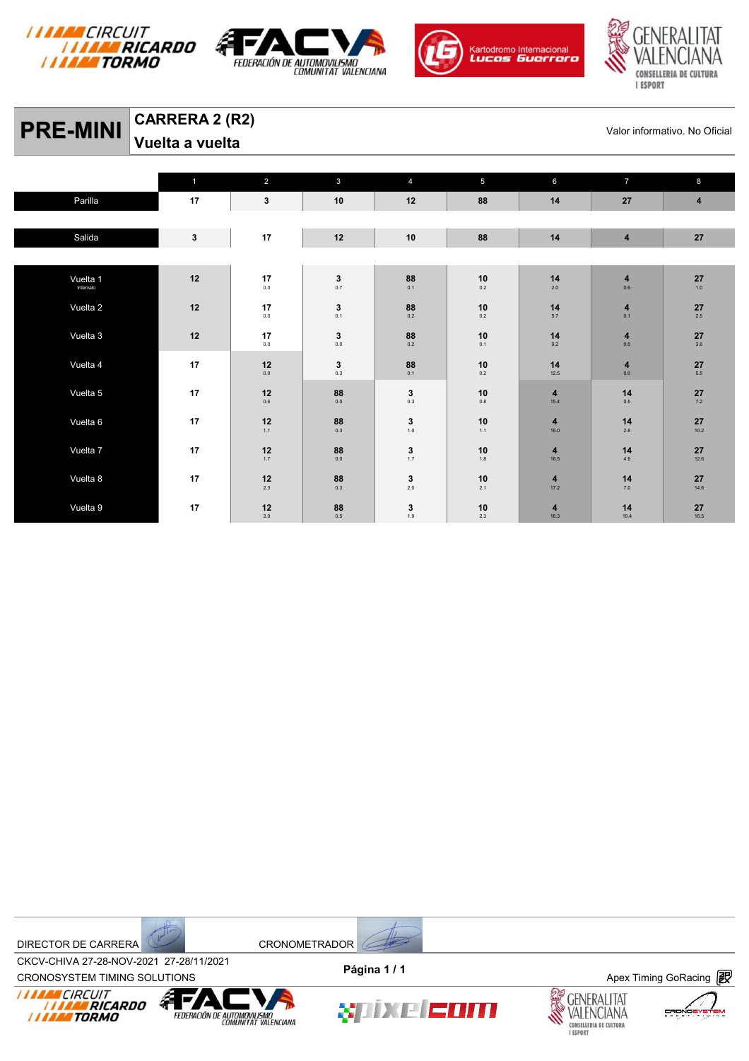# PRE-MINI

## CARRERA 2 (R2)

## Vuelta a vuelta

Valor informativo. No Oficial

| | 1 | 2 | 3 | 4 | 5 | 6 | 7 | 8 |
|---|---|---|---|---|---|---|---|---|
| Parilla | 17 | 3 | 10 | 12 | 88 | 14 | 27 | 4 |
| Salida | 3 | 17 | 12 | 10 | 88 | 14 | 4 | 27 |
| Vuelta 1 (Intervalo) | 12 | 17  0.0 | 3 0.7 | 88 0.1 | 10 0.2 | 14 2.0 | 4 0.6 | 27 1.0 |
| Vuelta 2 | 12 | 17 0.0 | 3 0.1 | 88 0.2 | 10 0.2 | 14 5.7 | 4 0.1 | 27 2.5 |
| Vuelta 3 | 12 | 17 0.0 | 3 0.0 | 88 0.2 | 10 0.1 | 14 9.2 | 4 0.0 | 27 3.6 |
| Vuelta 4 | 17 | 12 0.0 | 3 0.3 | 88 0.1 | 10 0.2 | 14 12.5 | 4 0.0 | 27 5.5 |
| Vuelta 5 | 17 | 12 0.6 | 88 0.0 | 3 0.3 | 10 0.8 | 4 15.4 | 14 0.5 | 27 7.2 |
| Vuelta 6 | 17 | 12 1.1 | 88 0.3 | 3 1.0 | 10 1.1 | 4 16.0 | 14 2.8 | 27 10.2 |
| Vuelta 7 | 17 | 12 1.7 | 88 0.0 | 3 1.7 | 10 1.8 | 4 16.5 | 14 4.9 | 27 12.6 |
| Vuelta 8 | 17 | 12 2.3 | 88 0.3 | 3 2.0 | 10 2.1 | 4 17.2 | 14 7.0 | 27 14.6 |
| Vuelta 9 | 17 | 12 3.0 | 88 0.5 | 3 1.9 | 10 2.3 | 4 18.3 | 14 10.4 | 27 15.5 |

DIRECTOR DE CARRERA CRONOMETRADOR

CKCV-CHIVA 27-28-NOV-2021 27-28/11/2021

CRONOSYSTEM TIMING SOLUTIONS

Apex Timing GoRacing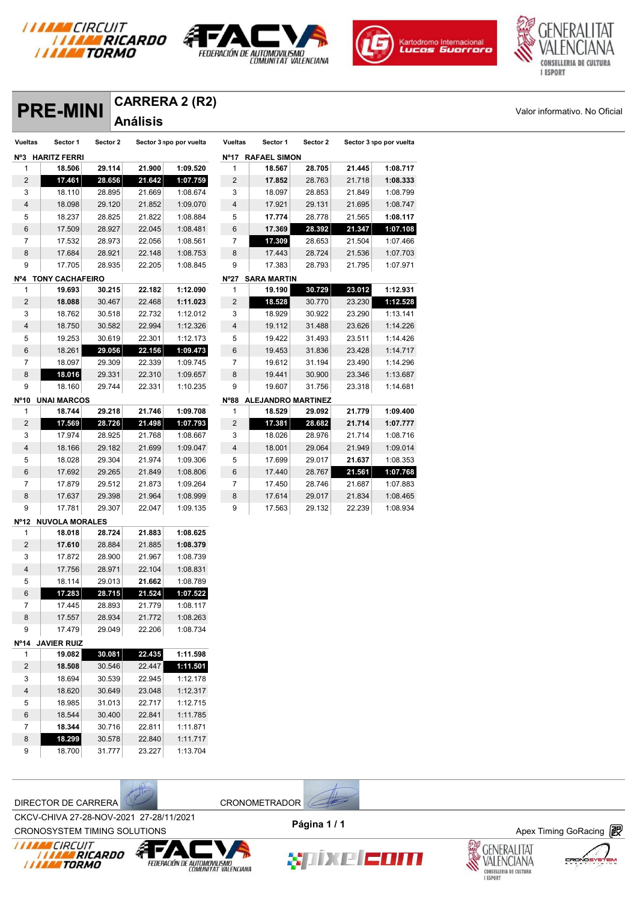# PRE-MINI

## CARRERA 2 (R2)

## Análisis

Valor informativo. No Oficial

| Vueltas | Sector 1 | Sector 2 | Sector 3 | Tiempo por vuelta |
|---|---|---|---|---|
| **Nº3 HARITZ FERRI** | | | | |
| 1 | **18.506** | **29.114** | **21.900** | **1:09.520** |
| 2 | **17.461** | **28.656** | **21.642** | **1:07.759** |
| 3 | 18.110 | 28.895 | 21.669 | 1:08.674 |
| 4 | 18.098 | 29.120 | 21.852 | 1:09.070 |
| 5 | 18.237 | 28.825 | 21.822 | 1:08.884 |
| 6 | 17.509 | 28.927 | 22.045 | 1:08.481 |
| 7 | 17.532 | 28.973 | 22.056 | 1:08.561 |
| 8 | 17.684 | 28.921 | 22.148 | 1:08.753 |
| 9 | 17.705 | 28.935 | 22.205 | 1:08.845 |
| **Nº4 TONY CACHAFEIRO** | | | | |
| 1 | **19.693** | **30.215** | **22.182** | **1:12.090** |
| 2 | **18.088** | 30.467 | 22.468 | **1:11.023** |
| 3 | 18.762 | 30.518 | 22.732 | 1:12.012 |
| 4 | 18.750 | 30.582 | 22.994 | 1:12.326 |
| 5 | 19.253 | 30.619 | 22.301 | 1:12.173 |
| 6 | 18.261 | **29.056** | **22.156** | **1:09.473** |
| 7 | 18.097 | 29.309 | 22.339 | 1:09.745 |
| 8 | **18.016** | 29.331 | 22.310 | 1:09.657 |
| 9 | 18.160 | 29.744 | 22.331 | 1:10.235 |
| **Nº10 UNAI MARCOS** | | | | |
| 1 | **18.744** | **29.218** | **21.746** | **1:09.708** |
| 2 | **17.569** | **28.726** | **21.498** | **1:07.793** |
| 3 | 17.974 | 28.925 | 21.768 | 1:08.667 |
| 4 | 18.166 | 29.182 | 21.699 | 1:09.047 |
| 5 | 18.028 | 29.304 | 21.974 | 1:09.306 |
| 6 | 17.692 | 29.265 | 21.849 | 1:08.806 |
| 7 | 17.879 | 29.512 | 21.873 | 1:09.264 |
| 8 | 17.637 | 29.398 | 21.964 | 1:08.999 |
| 9 | 17.781 | 29.307 | 22.047 | 1:09.135 |
| **Nº12 NUVOLA MORALES** | | | | |
| 1 | **18.018** | **28.724** | **21.883** | **1:08.625** |
| 2 | **17.610** | 28.884 | 21.885 | **1:08.379** |
| 3 | 17.872 | 28.900 | 21.967 | 1:08.739 |
| 4 | 17.756 | 28.971 | 22.104 | 1:08.831 |
| 5 | 18.114 | 29.013 | **21.662** | 1:08.789 |
| 6 | **17.283** | **28.715** | **21.524** | **1:07.522** |
| 7 | 17.445 | 28.893 | 21.779 | 1:08.117 |
| 8 | 17.557 | 28.934 | 21.772 | 1:08.263 |
| 9 | 17.479 | 29.049 | 22.206 | 1:08.734 |
| **Nº14 JAVIER RUIZ** | | | | |
| 1 | **19.082** | **30.081** | **22.435** | **1:11.598** |
| 2 | **18.508** | 30.546 | 22.447 | **1:11.501** |
| 3 | 18.694 | 30.539 | 22.945 | 1:12.178 |
| 4 | 18.620 | 30.649 | 23.048 | 1:12.317 |
| 5 | 18.985 | 31.013 | 22.717 | 1:12.715 |
| 6 | 18.544 | 30.400 | 22.841 | 1:11.785 |
| 7 | **18.344** | 30.716 | 22.811 | 1:11.871 |
| 8 | **18.299** | 30.578 | 22.840 | 1:11.717 |
| 9 | 18.700 | 31.777 | 23.227 | 1:13.704 |
| **Nº17 RAFAEL SIMON** | | | | |
| 1 | **18.567** | **28.705** | **21.445** | **1:08.717** |
| 2 | **17.852** | 28.763 | 21.718 | **1:08.333** |
| 3 | 18.097 | 28.853 | 21.849 | 1:08.799 |
| 4 | 17.921 | 29.131 | 21.695 | 1:08.747 |
| 5 | **17.774** | 28.778 | 21.565 | **1:08.117** |
| 6 | **17.369** | **28.392** | **21.347** | **1:07.108** |
| 7 | **17.309** | 28.653 | 21.504 | 1:07.466 |
| 8 | 17.443 | 28.724 | 21.536 | 1:07.703 |
| 9 | 17.383 | 28.793 | 21.795 | 1:07.971 |
| **Nº27 SARA MARTIN** | | | | |
| 1 | **19.190** | **30.729** | **23.012** | **1:12.931** |
| 2 | **18.528** | 30.770 | 23.230 | **1:12.528** |
| 3 | 18.929 | 30.922 | 23.290 | 1:13.141 |
| 4 | 19.112 | 31.488 | 23.626 | 1:14.226 |
| 5 | 19.422 | 31.493 | 23.511 | 1:14.426 |
| 6 | 19.453 | 31.836 | 23.428 | 1:14.717 |
| 7 | 19.612 | 31.194 | 23.490 | 1:14.296 |
| 8 | 19.441 | 30.900 | 23.346 | 1:13.687 |
| 9 | 19.607 | 31.756 | 23.318 | 1:14.681 |
| **Nº88 ALEJANDRO MARTINEZ** | | | | |
| 1 | **18.529** | **29.092** | **21.779** | **1:09.400** |
| 2 | **17.381** | **28.682** | **21.714** | **1:07.777** |
| 3 | 18.026 | 28.976 | 21.714 | 1:08.716 |
| 4 | 18.001 | 29.064 | 21.949 | 1:09.014 |
| 5 | 17.699 | 29.017 | **21.637** | 1:08.353 |
| 6 | 17.440 | 28.767 | **21.561** | **1:07.768** |
| 7 | 17.450 | 28.746 | 21.687 | 1:07.883 |
| 8 | 17.614 | 29.017 | 21.834 | 1:08.465 |
| 9 | 17.563 | 29.132 | 22.239 | 1:08.934 |

DIRECTOR DE CARRERA

CRONOMETRADOR

CKCV-CHIVA 27-28-NOV-2021 27-28/11/2021

CRONOSYSTEM TIMING SOLUTIONS

Apex Timing GoRacing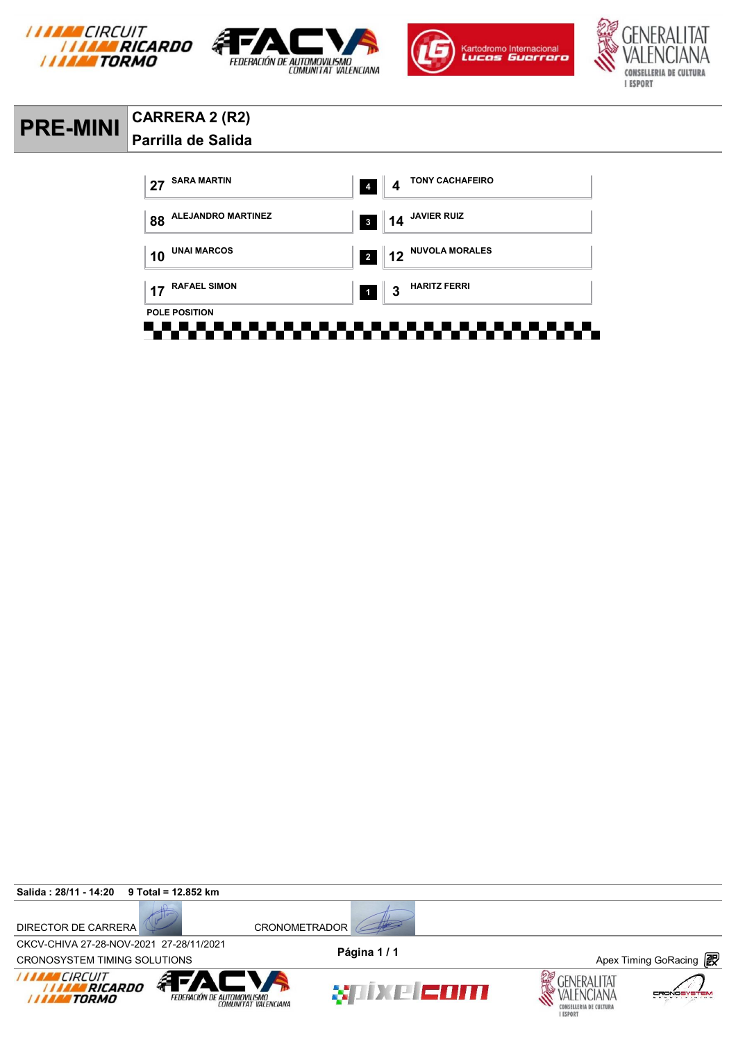# PRE-MINI

## CARRERA 2 (R2)

## Parrilla de Salida

| | | Row | | |
|---|---|---|---|---|
| 27 | SARA MARTIN | 4 | 4 | TONY CACHAFEIRO |
| 88 | ALEJANDRO MARTINEZ | 3 | 14 | JAVIER RUIZ |
| 10 | UNAI MARCOS | 2 | 12 | NUVOLA MORALES |
| 17 | RAFAEL SIMON | 1 | 3 | HARITZ FERRI |

POLE POSITION

**Salida : 28/11 - 14:20** **9 Total = 12.852 km**

DIRECTOR DE CARRERA CRONOMETRADOR

CKCV-CHIVA 27-28-NOV-2021 27-28/11/2021

CRONOSYSTEM TIMING SOLUTIONS

**Página 1 / 1**

Apex Timing GoRacing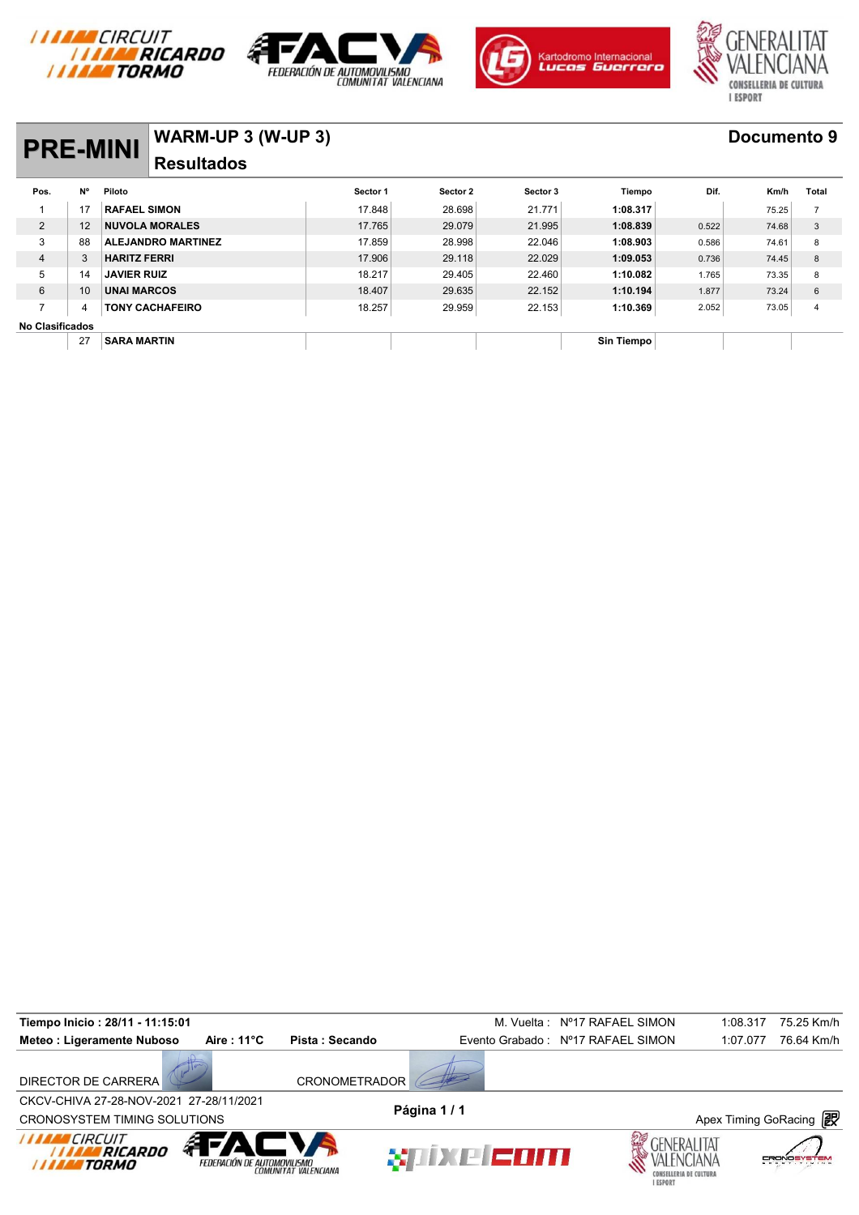# PRE-MINI

## WARM-UP 3 (W-UP 3)

**Resultados**

**Documento 9**

| Pos. | Nº | Piloto | Sector 1 | Sector 2 | Sector 3 | Tiempo | Dif. | Km/h | Total |
|---|---|---|---|---|---|---|---|---|---|
| 1 | 17 | **RAFAEL SIMON** | 17.848 | 28.698 | 21.771 | **1:08.317** | | 75.25 | 7 |
| 2 | 12 | **NUVOLA MORALES** | 17.765 | 29.079 | 21.995 | **1:08.839** | 0.522 | 74.68 | 3 |
| 3 | 88 | **ALEJANDRO MARTINEZ** | 17.859 | 28.998 | 22.046 | **1:08.903** | 0.586 | 74.61 | 8 |
| 4 | 3 | **HARITZ FERRI** | 17.906 | 29.118 | 22.029 | **1:09.053** | 0.736 | 74.45 | 8 |
| 5 | 14 | **JAVIER RUIZ** | 18.217 | 29.405 | 22.460 | **1:10.082** | 1.765 | 73.35 | 8 |
| 6 | 10 | **UNAI MARCOS** | 18.407 | 29.635 | 22.152 | **1:10.194** | 1.877 | 73.24 | 6 |
| 7 | 4 | **TONY CACHAFEIRO** | 18.257 | 29.959 | 22.153 | **1:10.369** | 2.052 | 73.05 | 4 |
| **No Clasificados** | | | | | | | | | |
| | 27 | **SARA MARTIN** | | | | **Sin Tiempo** | | | |

**Tiempo Inicio : 28/11 - 11:15:01**

**Meteo : Ligeramente Nuboso** **Aire : 11°C** **Pista : Secando**

M. Vuelta : Nº17 RAFAEL SIMON 1:08.317 75.25 Km/h

Evento Grabado : Nº17 RAFAEL SIMON 1:07.077 76.64 Km/h

DIRECTOR DE CARRERA

CRONOMETRADOR

CKCV-CHIVA 27-28-NOV-2021 27-28/11/2021

CRONOSYSTEM TIMING SOLUTIONS

Apex Timing GoRacing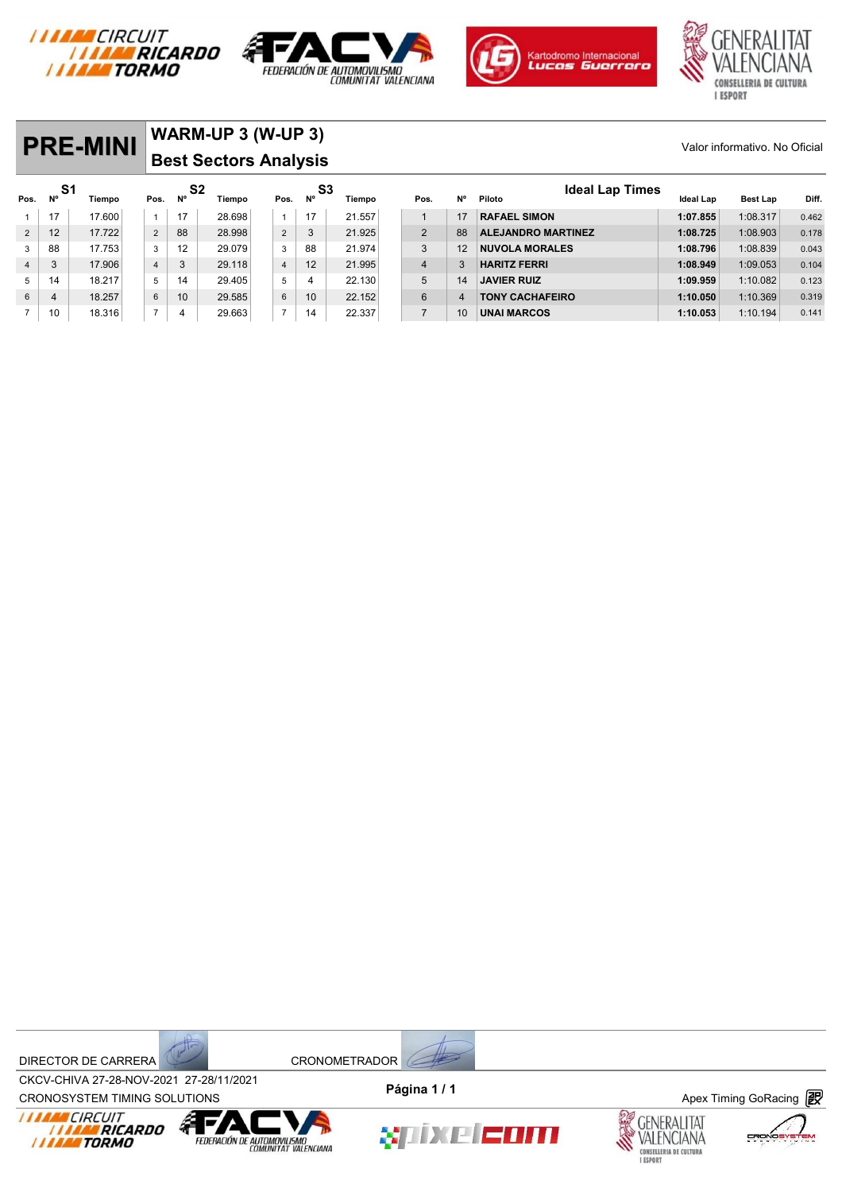# PRE-MINI

## WARM-UP 3 (W-UP 3)

## Best Sectors Analysis

Valor informativo. No Oficial

| S1 Pos. | Nº | Tiempo |
|---|---|---|
| 1 | 17 | 17.600 |
| 2 | 12 | 17.722 |
| 3 | 88 | 17.753 |
| 4 | 3 | 17.906 |
| 5 | 14 | 18.217 |
| 6 | 4 | 18.257 |
| 7 | 10 | 18.316 |

| S2 Pos. | Nº | Tiempo |
|---|---|---|
| 1 | 17 | 28.698 |
| 2 | 88 | 28.998 |
| 3 | 12 | 29.079 |
| 4 | 3 | 29.118 |
| 5 | 14 | 29.405 |
| 6 | 10 | 29.585 |
| 7 | 4 | 29.663 |

| S3 Pos. | Nº | Tiempo |
|---|---|---|
| 1 | 17 | 21.557 |
| 2 | 3 | 21.925 |
| 3 | 88 | 21.974 |
| 4 | 12 | 21.995 |
| 5 | 4 | 22.130 |
| 6 | 10 | 22.152 |
| 7 | 14 | 22.337 |

### Ideal Lap Times

| Pos. | Nº | Piloto | Ideal Lap | Best Lap | Diff. |
|---|---|---|---|---|---|
| 1 | 17 | RAFAEL SIMON | 1:07.855 | 1:08.317 | 0.462 |
| 2 | 88 | ALEJANDRO MARTINEZ | 1:08.725 | 1:08.903 | 0.178 |
| 3 | 12 | NUVOLA MORALES | 1:08.796 | 1:08.839 | 0.043 |
| 4 | 3 | HARITZ FERRI | 1:08.949 | 1:09.053 | 0.104 |
| 5 | 14 | JAVIER RUIZ | 1:09.959 | 1:10.082 | 0.123 |
| 6 | 4 | TONY CACHAFEIRO | 1:10.050 | 1:10.369 | 0.319 |
| 7 | 10 | UNAI MARCOS | 1:10.053 | 1:10.194 | 0.141 |

DIRECTOR DE CARRERA CRONOMETRADOR

CKCV-CHIVA 27-28-NOV-2021 27-28/11/2021

CRONOSYSTEM TIMING SOLUTIONS

Apex Timing GoRacing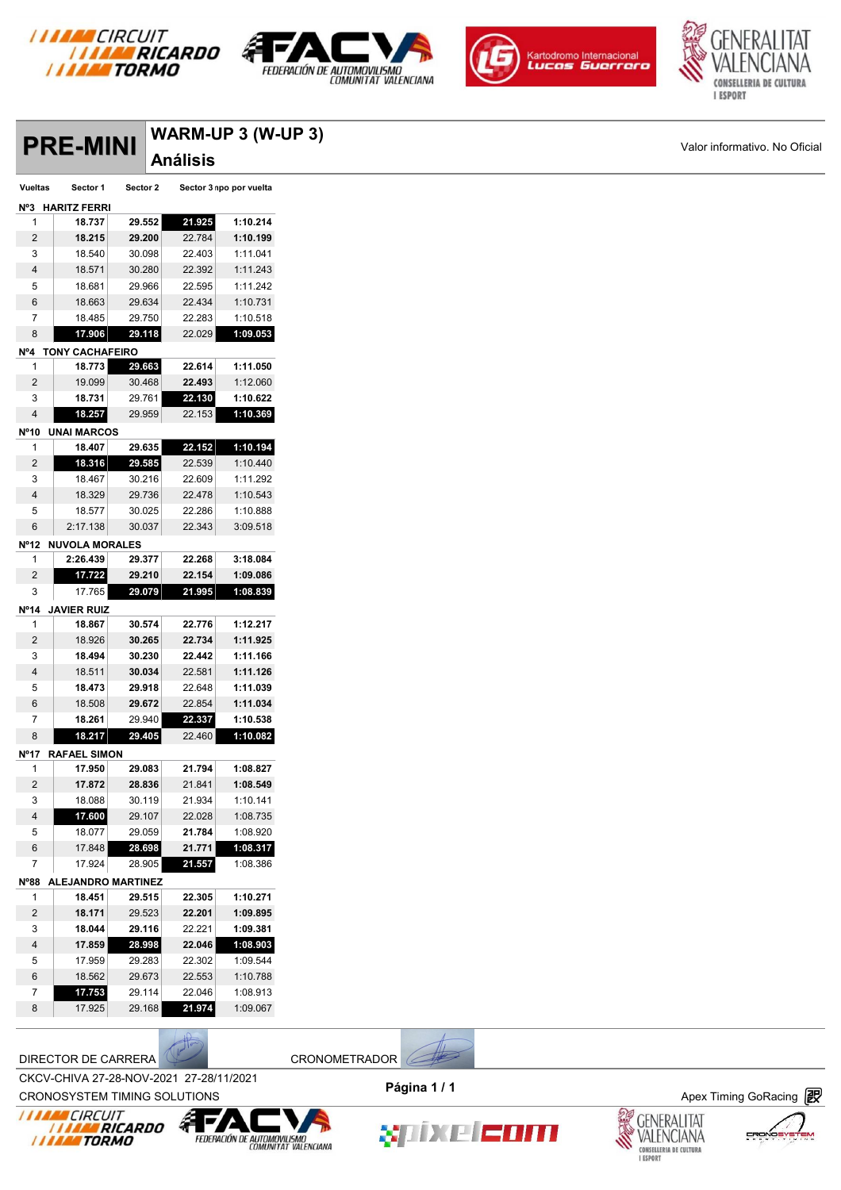# PRE-MINI

## WARM-UP 3 (W-UP 3)

## Análisis

Valor informativo. No Oficial

| Vueltas | Sector 1 | Sector 2 | Sector 3 | Tiempo por vuelta |
|---|---|---|---|---|
| **Nº3 HARITZ FERRI** | | | | |
| 1 | **18.737** | **29.552** | **21.925** | **1:10.214** |
| 2 | **18.215** | **29.200** | 22.784 | **1:10.199** |
| 3 | 18.540 | 30.098 | 22.403 | 1:11.041 |
| 4 | 18.571 | 30.280 | 22.392 | 1:11.243 |
| 5 | 18.681 | 29.966 | 22.595 | 1:11.242 |
| 6 | 18.663 | 29.634 | 22.434 | 1:10.731 |
| 7 | 18.485 | 29.750 | 22.283 | 1:10.518 |
| 8 | **17.906** | **29.118** | 22.029 | **1:09.053** |
| **Nº4 TONY CACHAFEIRO** | | | | |
| 1 | **18.773** | **29.663** | **22.614** | **1:11.050** |
| 2 | 19.099 | 30.468 | **22.493** | 1:12.060 |
| 3 | **18.731** | 29.761 | **22.130** | **1:10.622** |
| 4 | **18.257** | 29.959 | 22.153 | **1:10.369** |
| **Nº10 UNAI MARCOS** | | | | |
| 1 | **18.407** | **29.635** | **22.152** | **1:10.194** |
| 2 | **18.316** | **29.585** | 22.539 | 1:10.440 |
| 3 | 18.467 | 30.216 | 22.609 | 1:11.292 |
| 4 | 18.329 | 29.736 | 22.478 | 1:10.543 |
| 5 | 18.577 | 30.025 | 22.286 | 1:10.888 |
| 6 | 2:17.138 | 30.037 | 22.343 | 3:09.518 |
| **Nº12 NUVOLA MORALES** | | | | |
| 1 | **2:26.439** | **29.377** | **22.268** | **3:18.084** |
| 2 | **17.722** | **29.210** | **22.154** | **1:09.086** |
| 3 | 17.765 | **29.079** | **21.995** | **1:08.839** |
| **Nº14 JAVIER RUIZ** | | | | |
| 1 | **18.867** | **30.574** | **22.776** | **1:12.217** |
| 2 | 18.926 | **30.265** | **22.734** | **1:11.925** |
| 3 | **18.494** | **30.230** | **22.442** | **1:11.166** |
| 4 | 18.511 | **30.034** | 22.581 | **1:11.126** |
| 5 | **18.473** | **29.918** | 22.648 | **1:11.039** |
| 6 | 18.508 | **29.672** | 22.854 | **1:11.034** |
| 7 | **18.261** | 29.940 | **22.337** | **1:10.538** |
| 8 | **18.217** | **29.405** | 22.460 | **1:10.082** |
| **Nº17 RAFAEL SIMON** | | | | |
| 1 | **17.950** | **29.083** | **21.794** | **1:08.827** |
| 2 | **17.872** | **28.836** | 21.841 | **1:08.549** |
| 3 | 18.088 | 30.119 | 21.934 | 1:10.141 |
| 4 | **17.600** | 29.107 | 22.028 | 1:08.735 |
| 5 | 18.077 | 29.059 | **21.784** | 1:08.920 |
| 6 | 17.848 | **28.698** | **21.771** | **1:08.317** |
| 7 | 17.924 | 28.905 | **21.557** | 1:08.386 |
| **Nº88 ALEJANDRO MARTINEZ** | | | | |
| 1 | **18.451** | **29.515** | **22.305** | **1:10.271** |
| 2 | **18.171** | 29.523 | **22.201** | **1:09.895** |
| 3 | **18.044** | **29.116** | 22.221 | **1:09.381** |
| 4 | **17.859** | **28.998** | **22.046** | **1:08.903** |
| 5 | 17.959 | 29.283 | 22.302 | 1:09.544 |
| 6 | 18.562 | 29.673 | 22.553 | 1:10.788 |
| 7 | **17.753** | 29.114 | 22.046 | 1:08.913 |
| 8 | 17.925 | 29.168 | **21.974** | 1:09.067 |

DIRECTOR DE CARRERA

CRONOMETRADOR

CKCV-CHIVA 27-28-NOV-2021 27-28/11/2021

CRONOSYSTEM TIMING SOLUTIONS

Apex Timing GoRacing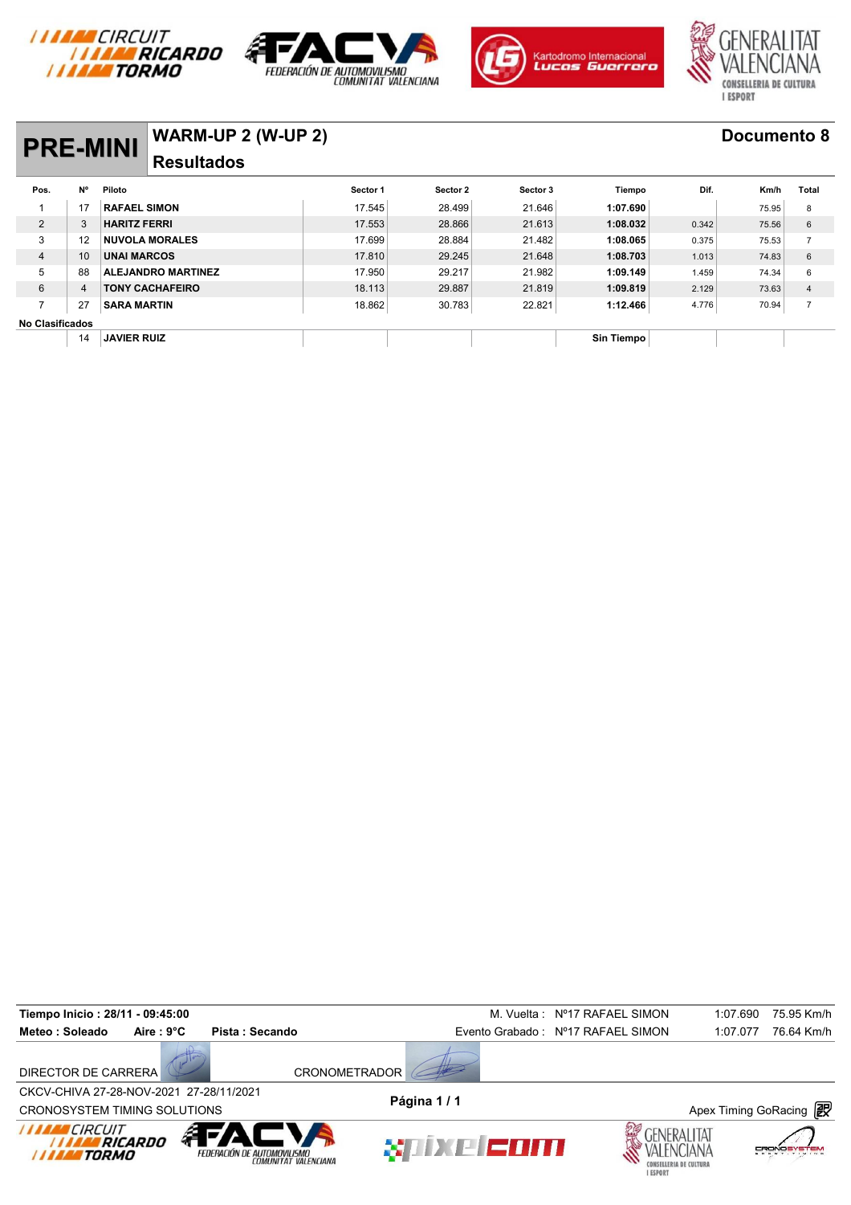# PRE-MINI

## WARM-UP 2 (W-UP 2)

## Resultados

**Documento 8**

| Pos. | Nº | Piloto | Sector 1 | Sector 2 | Sector 3 | Tiempo | Dif. | Km/h | Total |
|---|---|---|---|---|---|---|---|---|---|
| 1 | 17 | **RAFAEL SIMON** | 17.545 | 28.499 | 21.646 | **1:07.690** | | 75.95 | 8 |
| 2 | 3 | **HARITZ FERRI** | 17.553 | 28.866 | 21.613 | **1:08.032** | 0.342 | 75.56 | 6 |
| 3 | 12 | **NUVOLA MORALES** | 17.699 | 28.884 | 21.482 | **1:08.065** | 0.375 | 75.53 | 7 |
| 4 | 10 | **UNAI MARCOS** | 17.810 | 29.245 | 21.648 | **1:08.703** | 1.013 | 74.83 | 6 |
| 5 | 88 | **ALEJANDRO MARTINEZ** | 17.950 | 29.217 | 21.982 | **1:09.149** | 1.459 | 74.34 | 6 |
| 6 | 4 | **TONY CACHAFEIRO** | 18.113 | 29.887 | 21.819 | **1:09.819** | 2.129 | 73.63 | 4 |
| 7 | 27 | **SARA MARTIN** | 18.862 | 30.783 | 22.821 | **1:12.466** | 4.776 | 70.94 | 7 |
| **No Clasificados** | | | | | | | | | |
| | 14 | **JAVIER RUIZ** | | | | **Sin Tiempo** | | | |

**Tiempo Inicio : 28/11 - 09:45:00** — M. Vuelta : Nº17 RAFAEL SIMON 1:07.690 75.95 Km/h

**Meteo : Soleado** **Aire : 9°C** **Pista : Secando** — Evento Grabado : Nº17 RAFAEL SIMON 1:07.077 76.64 Km/h

DIRECTOR DE CARRERA CRONOMETRADOR

CKCV-CHIVA 27-28-NOV-2021 27-28/11/2021

CRONOSYSTEM TIMING SOLUTIONS

Apex Timing GoRacing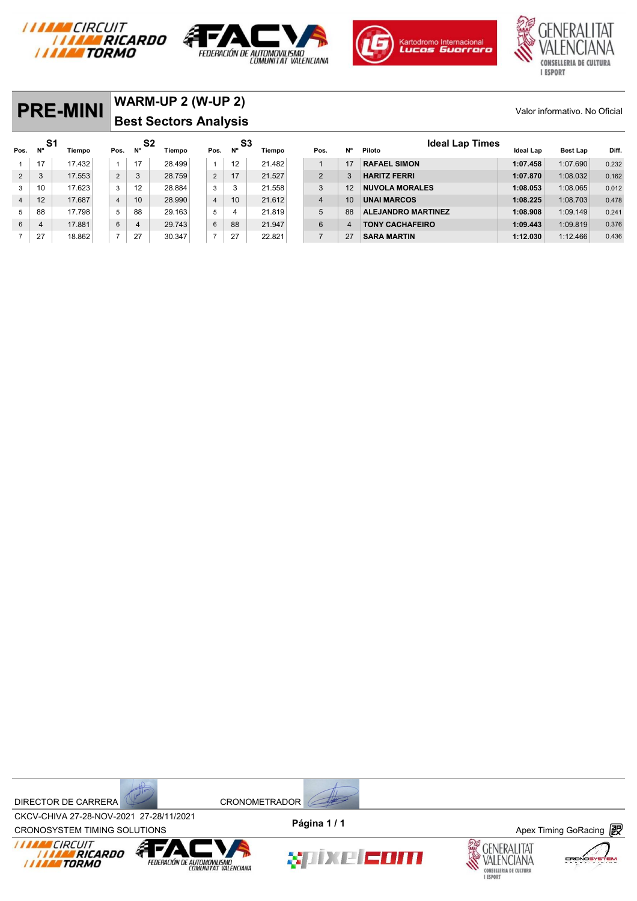# PRE-MINI

## WARM-UP 2 (W-UP 2)

## Best Sectors Analysis

Valor informativo. No Oficial

| Pos. | Nº (S1) | Tiempo | Pos. | Nº (S2) | Tiempo | Pos. | Nº (S3) | Tiempo |
|---|---|---|---|---|---|---|---|---|
| 1 | 17 | 17.432 | 1 | 17 | 28.499 | 1 | 12 | 21.482 |
| 2 | 3 | 17.553 | 2 | 3 | 28.759 | 2 | 17 | 21.527 |
| 3 | 10 | 17.623 | 3 | 12 | 28.884 | 3 | 3 | 21.558 |
| 4 | 12 | 17.687 | 4 | 10 | 28.990 | 4 | 10 | 21.612 |
| 5 | 88 | 17.798 | 5 | 88 | 29.163 | 5 | 4 | 21.819 |
| 6 | 4 | 17.881 | 6 | 4 | 29.743 | 6 | 88 | 21.947 |
| 7 | 27 | 18.862 | 7 | 27 | 30.347 | 7 | 27 | 22.821 |

### Ideal Lap Times

| Pos. | Nº | Piloto | Ideal Lap | Best Lap | Diff. |
|---|---|---|---|---|---|
| 1 | 17 | RAFAEL SIMON | **1:07.458** | 1:07.690 | 0.232 |
| 2 | 3 | HARITZ FERRI | **1:07.870** | 1:08.032 | 0.162 |
| 3 | 12 | NUVOLA MORALES | **1:08.053** | 1:08.065 | 0.012 |
| 4 | 10 | UNAI MARCOS | **1:08.225** | 1:08.703 | 0.478 |
| 5 | 88 | ALEJANDRO MARTINEZ | **1:08.908** | 1:09.149 | 0.241 |
| 6 | 4 | TONY CACHAFEIRO | **1:09.443** | 1:09.819 | 0.376 |
| 7 | 27 | SARA MARTIN | **1:12.030** | 1:12.466 | 0.436 |

DIRECTOR DE CARRERA

CRONOMETRADOR

CKCV-CHIVA 27-28-NOV-2021 27-28/11/2021

CRONOSYSTEM TIMING SOLUTIONS

Apex Timing GoRacing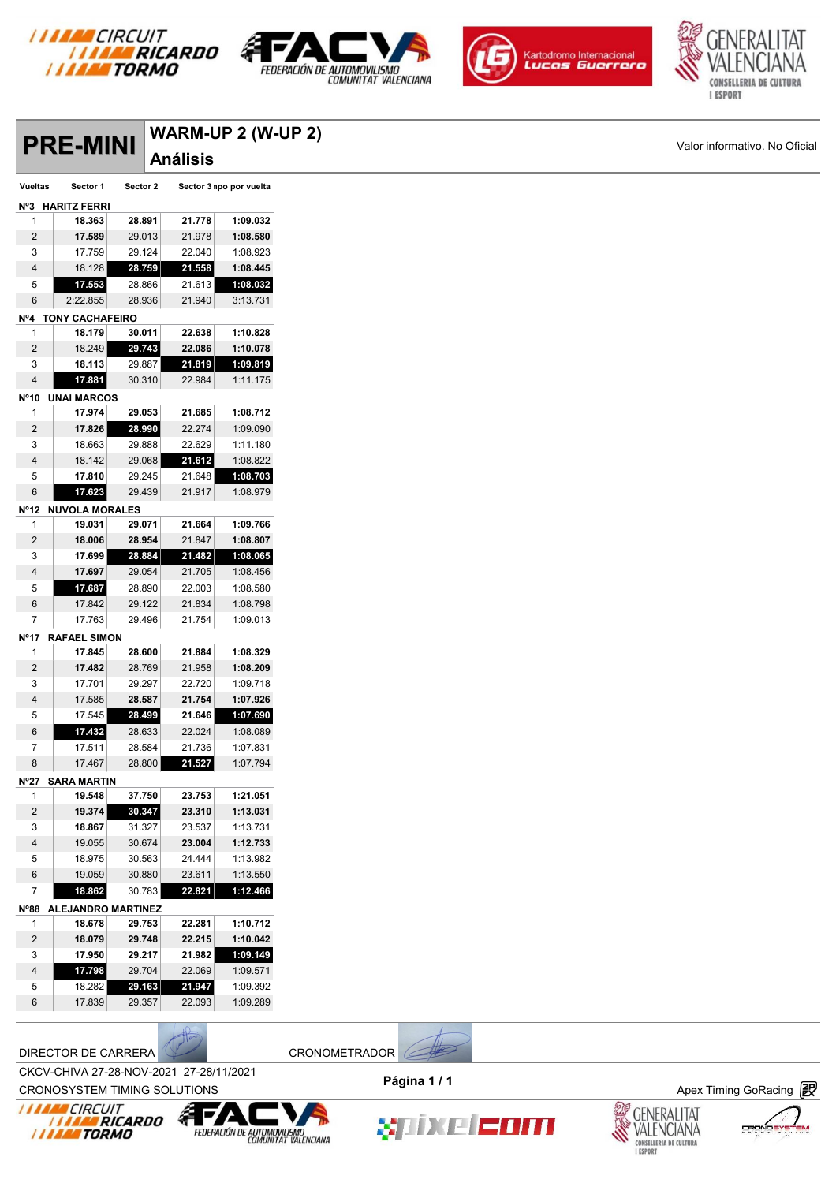# PRE-MINI

## WARM-UP 2 (W-UP 2)

## Análisis

Valor informativo. No Oficial

| Vueltas | Sector 1 | Sector 2 | Sector 3 | Tiempo por vuelta |
|---|---|---|---|---|
| **Nº3 HARITZ FERRI** | | | | |
| 1 | **18.363** | **28.891** | **21.778** | **1:09.032** |
| 2 | **17.589** | 29.013 | 21.978 | **1:08.580** |
| 3 | 17.759 | 29.124 | 22.040 | 1:08.923 |
| 4 | 18.128 | **28.759** | **21.558** | **1:08.445** |
| 5 | **17.553** | 28.866 | 21.613 | **1:08.032** |
| 6 | 2:22.855 | 28.936 | 21.940 | 3:13.731 |
| **Nº4 TONY CACHAFEIRO** | | | | |
| 1 | **18.179** | **30.011** | **22.638** | **1:10.828** |
| 2 | 18.249 | **29.743** | **22.086** | **1:10.078** |
| 3 | **18.113** | 29.887 | **21.819** | **1:09.819** |
| 4 | **17.881** | 30.310 | 22.984 | 1:11.175 |
| **Nº10 UNAI MARCOS** | | | | |
| 1 | **17.974** | **29.053** | **21.685** | **1:08.712** |
| 2 | **17.826** | **28.990** | 22.274 | 1:09.090 |
| 3 | 18.663 | 29.888 | 22.629 | 1:11.180 |
| 4 | 18.142 | 29.068 | **21.612** | 1:08.822 |
| 5 | **17.810** | 29.245 | 21.648 | **1:08.703** |
| 6 | **17.623** | 29.439 | 21.917 | 1:08.979 |
| **Nº12 NUVOLA MORALES** | | | | |
| 1 | **19.031** | **29.071** | **21.664** | **1:09.766** |
| 2 | **18.006** | **28.954** | 21.847 | **1:08.807** |
| 3 | **17.699** | **28.884** | **21.482** | **1:08.065** |
| 4 | **17.697** | 29.054 | 21.705 | 1:08.456 |
| 5 | **17.687** | 28.890 | 22.003 | 1:08.580 |
| 6 | 17.842 | 29.122 | 21.834 | 1:08.798 |
| 7 | 17.763 | 29.496 | 21.754 | 1:09.013 |
| **Nº17 RAFAEL SIMON** | | | | |
| 1 | **17.845** | **28.600** | **21.884** | **1:08.329** |
| 2 | **17.482** | 28.769 | 21.958 | **1:08.209** |
| 3 | 17.701 | 29.297 | 22.720 | 1:09.718 |
| 4 | 17.585 | **28.587** | **21.754** | **1:07.926** |
| 5 | 17.545 | **28.499** | **21.646** | **1:07.690** |
| 6 | **17.432** | 28.633 | 22.024 | 1:08.089 |
| 7 | 17.511 | 28.584 | 21.736 | 1:07.831 |
| 8 | 17.467 | 28.800 | **21.527** | 1:07.794 |
| **Nº27 SARA MARTIN** | | | | |
| 1 | **19.548** | **37.750** | **23.753** | **1:21.051** |
| 2 | **19.374** | **30.347** | **23.310** | **1:13.031** |
| 3 | **18.867** | 31.327 | 23.537 | 1:13.731 |
| 4 | 19.055 | 30.674 | **23.004** | **1:12.733** |
| 5 | 18.975 | 30.563 | 24.444 | 1:13.982 |
| 6 | 19.059 | 30.880 | 23.611 | 1:13.550 |
| 7 | **18.862** | 30.783 | **22.821** | **1:12.466** |
| **Nº88 ALEJANDRO MARTINEZ** | | | | |
| 1 | **18.678** | **29.753** | **22.281** | **1:10.712** |
| 2 | **18.079** | **29.748** | **22.215** | **1:10.042** |
| 3 | **17.950** | **29.217** | **21.982** | **1:09.149** |
| 4 | **17.798** | 29.704 | 22.069 | 1:09.571 |
| 5 | 18.282 | **29.163** | **21.947** | 1:09.392 |
| 6 | 17.839 | 29.357 | 22.093 | 1:09.289 |

DIRECTOR DE CARRERA CRONOMETRADOR

CKCV-CHIVA 27-28-NOV-2021 27-28/11/2021

CRONOSYSTEM TIMING SOLUTIONS

Página 1 / 1

Apex Timing GoRacing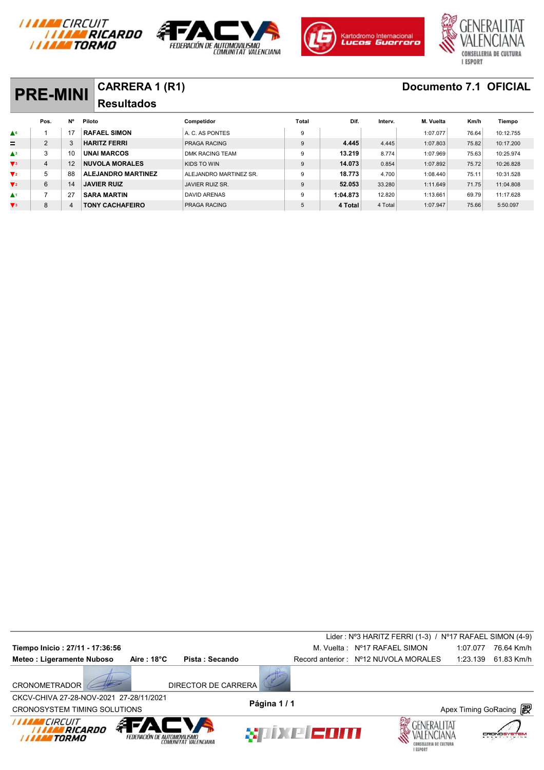# PRE-MINI

## CARRERA 1 (R1)

### Resultados

**Documento 7.1 OFICIAL**

| | Pos. | Nº | Piloto | Competidor | Total | Dif. | Interv. | M. Vuelta | Km/h | Tiempo |
|---|---|---|---|---|---|---|---|---|---|---|
| ▲6 | 1 | 17 | **RAFAEL SIMON** | A. C. AS PONTES | 9 | | | 1:07.077 | 76.64 | 10:12.755 |
| = | 2 | 3 | **HARITZ FERRI** | PRAGA RACING | 9 | **4.445** | 4.445 | 1:07.803 | 75.82 | 10:17.200 |
| ▲3 | 3 | 10 | **UNAI MARCOS** | DMK RACING TEAM | 9 | **13.219** | 8.774 | 1:07.969 | 75.63 | 10:25.974 |
| ▼3 | 4 | 12 | **NUVOLA MORALES** | KIDS TO WIN | 9 | **14.073** | 0.854 | 1:07.892 | 75.72 | 10:26.828 |
| ▼2 | 5 | 88 | **ALEJANDRO MARTINEZ** | ALEJANDRO MARTINEZ SR. | 9 | **18.773** | 4.700 | 1:08.440 | 75.11 | 10:31.528 |
| ▼2 | 6 | 14 | **JAVIER RUIZ** | JAVIER RUIZ SR. | 9 | **52.053** | 33.280 | 1:11.649 | 71.75 | 11:04.808 |
| ▲1 | 7 | 27 | **SARA MARTIN** | DAVID ARENAS | 9 | **1:04.873** | 12.820 | 1:13.661 | 69.79 | 11:17.628 |
| ▼3 | 8 | 4 | **TONY CACHAFEIRO** | PRAGA RACING | 5 | **4 Total** | 4 Total | 1:07.947 | 75.66 | 5:50.097 |

Lider : Nº3 HARITZ FERRI (1-3) / Nº17 RAFAEL SIMON (4-9)

**Tiempo Inicio : 27/11 - 17:36:56**

**Meteo : Ligeramente Nuboso** **Aire : 18°C** **Pista : Secando**

M. Vuelta : Nº17 RAFAEL SIMON 1:07.077 76.64 Km/h

Record anterior : Nº12 NUVOLA MORALES 1:23.139 61.83 Km/h

CRONOMETRADOR

DIRECTOR DE CARRERA

CKCV-CHIVA 27-28-NOV-2021 27-28/11/2021

CRONOSYSTEM TIMING SOLUTIONS

Apex Timing GoRacing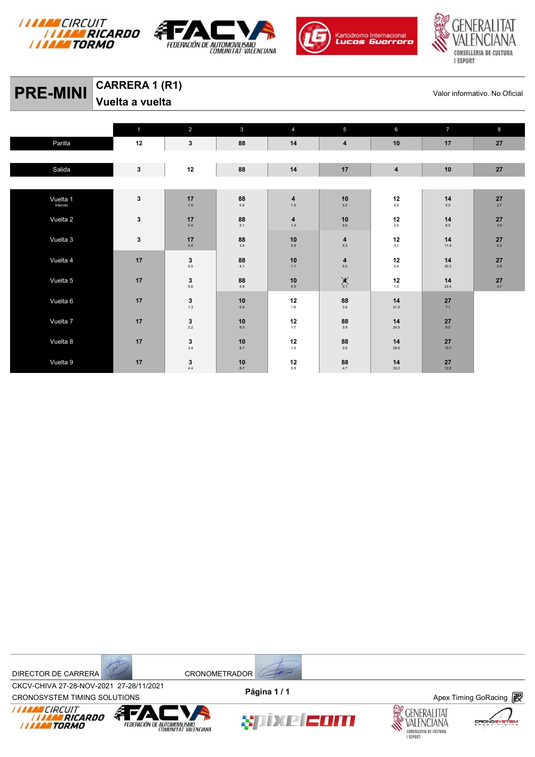# PRE-MINI

## CARRERA 1 (R1)
## Vuelta a vuelta

Valor informativo. No Oficial

| | 1 | 2 | 3 | 4 | 5 | 6 | 7 | 8 |
|---|---|---|---|---|---|---|---|---|
| Parilla | 12 | 3 | 88 | 14 | 4 | 10 | 17 | 27 |
| Salida | 3 | 12 | 88 | 14 | 17 | 4 | 10 | 27 |
| Vuelta 1 Intervalo | 3 | 17 1.0 | 88 0.6 | 4 1.5 | 10 0.2 | 12 0.6 | 14 5.0 | 27 2.7 |
| Vuelta 2 | 3 | 17 0.4 | 88 2.1 | 4 1.4 | 10 0.0 | 12 0.5 | 14 8.5 | 27 3.9 |
| Vuelta 3 | 3 | 17 0.0 | 88 3.4 | 10 0.9 | 4 0.3 | 12 0.1 | 14 11.8 | 27 6.3 |
| Vuelta 4 | 17 | 3 0.5 | 88 4.1 | 10 1.1 | 4 0.2 | 12 0.4 | 14 20.3 | 27 2.8 |
| Vuelta 5 | 17 | 3 0.6 | 88 4.9 | 10 0.5 | 4 (X) 0.1 | 12 1.0 | 14 23.5 | 27 4.7 |
| Vuelta 6 | 17 | 3 1.3 | 10 6.9 | 12 1.6 | 88 3.9 | 14 21.5 | 27 7.1 | |
| Vuelta 7 | 17 | 3 2.2 | 10 8.0 | 12 1.7 | 88 3.9 | 14 24.5 | 27 9.0 | |
| Vuelta 8 | 17 | 3 3.4 | 10 8.7 | 12 1.5 | 88 3.9 | 14 28.6 | 27 10.7 | |
| Vuelta 9 | 17 | 3 4.4 | 10 8.7 | 12 0.8 | 88 4.7 | 14 33.2 | 27 12.8 | |

DIRECTOR DE CARRERA CRONOMETRADOR

CKCV-CHIVA 27-28-NOV-2021 27-28/11/2021

CRONOSYSTEM TIMING SOLUTIONS

Apex Timing GoRacing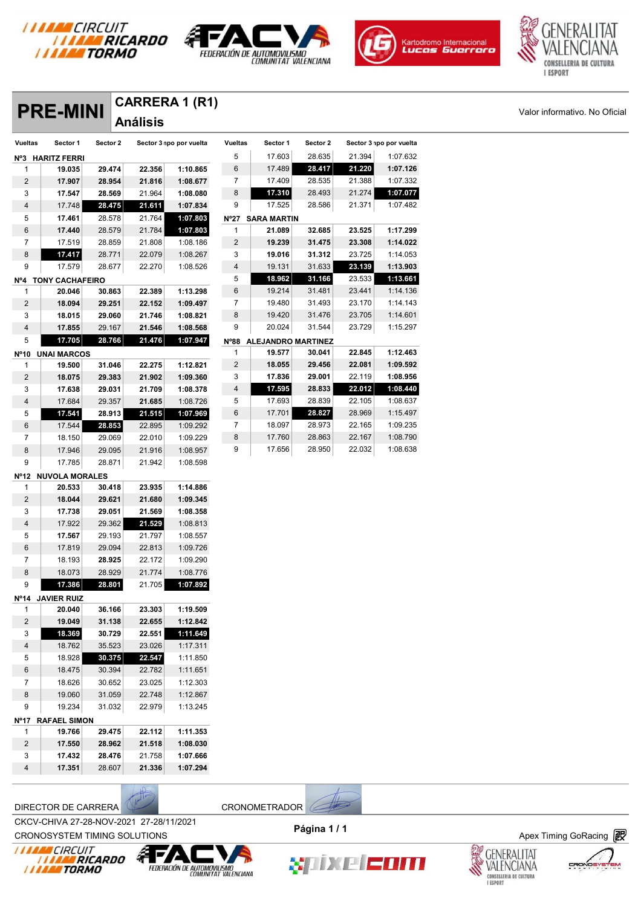# PRE-MINI

## CARRERA 1 (R1)

## Análisis

Valor informativo. No Oficial

| Vueltas | Sector 1 | Sector 2 | Sector 3 | Tiempo por vuelta |
|---|---|---|---|---|
| **Nº3 HARITZ FERRI** | | | | |
| 1 | **19.035** | **29.474** | **22.356** | **1:10.865** |
| 2 | **17.907** | **28.954** | **21.816** | **1:08.677** |
| 3 | **17.547** | **28.569** | 21.964 | **1:08.080** |
| 4 | 17.748 | **28.475** | **21.611** | **1:07.834** |
| 5 | **17.461** | 28.578 | 21.764 | **1:07.803** |
| 6 | **17.440** | 28.579 | 21.784 | **1:07.803** |
| 7 | 17.519 | 28.859 | 21.808 | 1:08.186 |
| 8 | **17.417** | 28.771 | 22.079 | 1:08.267 |
| 9 | 17.579 | 28.677 | 22.270 | 1:08.526 |
| **Nº4 TONY CACHAFEIRO** | | | | |
| 1 | **20.046** | **30.863** | **22.389** | **1:13.298** |
| 2 | **18.094** | **29.251** | **22.152** | **1:09.497** |
| 3 | **18.015** | **29.060** | **21.746** | **1:08.821** |
| 4 | **17.855** | 29.167 | **21.546** | **1:08.568** |
| 5 | **17.705** | **28.766** | **21.476** | **1:07.947** |
| **Nº10 UNAI MARCOS** | | | | |
| 1 | **19.500** | **31.046** | **22.275** | **1:12.821** |
| 2 | **18.075** | **29.383** | **21.902** | **1:09.360** |
| 3 | **17.638** | **29.031** | **21.709** | **1:08.378** |
| 4 | 17.684 | 29.357 | **21.685** | 1:08.726 |
| 5 | **17.541** | **28.913** | **21.515** | **1:07.969** |
| 6 | 17.544 | **28.853** | 22.895 | 1:09.292 |
| 7 | 18.150 | 29.069 | 22.010 | 1:09.229 |
| 8 | 17.946 | 29.095 | 21.916 | 1:08.957 |
| 9 | 17.785 | 28.871 | 21.942 | 1:08.598 |
| **Nº12 NUVOLA MORALES** | | | | |
| 1 | **20.533** | **30.418** | **23.935** | **1:14.886** |
| 2 | **18.044** | **29.621** | **21.680** | **1:09.345** |
| 3 | **17.738** | **29.051** | **21.569** | **1:08.358** |
| 4 | 17.922 | 29.362 | **21.529** | 1:08.813 |
| 5 | **17.567** | 29.193 | 21.797 | 1:08.557 |
| 6 | 17.819 | 29.094 | 22.813 | 1:09.726 |
| 7 | 18.193 | **28.925** | 22.172 | 1:09.290 |
| 8 | 18.073 | 28.929 | 21.774 | 1:08.776 |
| 9 | **17.386** | **28.801** | 21.705 | **1:07.892** |
| **Nº14 JAVIER RUIZ** | | | | |
| 1 | **20.040** | **36.166** | **23.303** | **1:19.509** |
| 2 | **19.049** | **31.138** | **22.655** | **1:12.842** |
| 3 | **18.369** | 30.729 | **22.551** | **1:11.649** |
| 4 | 18.762 | 35.523 | 23.026 | 1:17.311 |
| 5 | 18.928 | **30.375** | **22.547** | 1:11.850 |
| 6 | 18.475 | 30.394 | 22.782 | 1:11.651 |
| 7 | 18.626 | 30.652 | 23.025 | 1:12.303 |
| 8 | 19.060 | 31.059 | 22.748 | 1:12.867 |
| 9 | 19.234 | 31.032 | 22.979 | 1:13.245 |
| **Nº17 RAFAEL SIMON** | | | | |
| 1 | **19.766** | **29.475** | **22.112** | **1:11.353** |
| 2 | **17.550** | **28.962** | **21.518** | **1:08.030** |
| 3 | **17.432** | **28.476** | 21.758 | **1:07.666** |
| 4 | **17.351** | 28.607 | **21.336** | **1:07.294** |
| 5 | 17.603 | 28.635 | 21.394 | 1:07.632 |
| 6 | 17.489 | **28.417** | **21.220** | **1:07.126** |
| 7 | 17.409 | 28.535 | 21.388 | 1:07.332 |
| 8 | **17.310** | 28.493 | 21.274 | **1:07.077** |
| 9 | 17.525 | 28.586 | 21.371 | 1:07.482 |
| **Nº27 SARA MARTIN** | | | | |
| 1 | **21.089** | **32.685** | **23.525** | **1:17.299** |
| 2 | **19.239** | **31.475** | **23.308** | **1:14.022** |
| 3 | **19.016** | **31.312** | 23.725 | 1:14.053 |
| 4 | 19.131 | 31.633 | **23.139** | **1:13.903** |
| 5 | **18.962** | **31.166** | 23.533 | **1:13.661** |
| 6 | 19.214 | 31.481 | 23.441 | 1:14.136 |
| 7 | 19.480 | 31.493 | 23.170 | 1:14.143 |
| 8 | 19.420 | 31.476 | 23.705 | 1:14.601 |
| 9 | 20.024 | 31.544 | 23.729 | 1:15.297 |
| **Nº88 ALEJANDRO MARTINEZ** | | | | |
| 1 | **19.577** | **30.041** | **22.845** | **1:12.463** |
| 2 | **18.055** | **29.456** | **22.081** | **1:09.592** |
| 3 | **17.836** | **29.001** | 22.119 | **1:08.956** |
| 4 | **17.595** | **28.833** | **22.012** | **1:08.440** |
| 5 | 17.693 | 28.839 | 22.105 | 1:08.637 |
| 6 | 17.701 | **28.827** | 28.969 | 1:15.497 |
| 7 | 18.097 | 28.973 | 22.165 | 1:09.235 |
| 8 | 17.760 | 28.863 | 22.167 | 1:08.790 |
| 9 | 17.656 | 28.950 | 22.032 | 1:08.638 |

DIRECTOR DE CARRERA

CRONOMETRADOR

CKCV-CHIVA 27-28-NOV-2021 27-28/11/2021

CRONOSYSTEM TIMING SOLUTIONS

Apex Timing GoRacing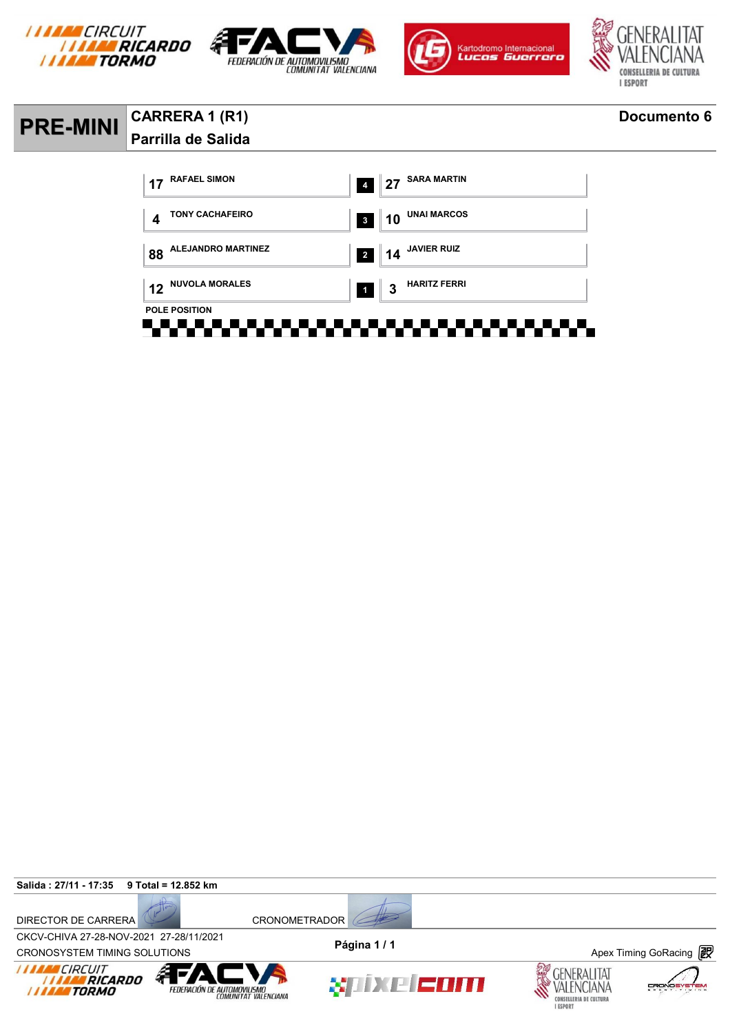# PRE-MINI

## CARRERA 1 (R1)

**Parrilla de Salida**

**Documento 6**

| | | Row | | |
|---|---|---|---|---|
| 17 | RAFAEL SIMON | 4 | 27 | SARA MARTIN |
| 4 | TONY CACHAFEIRO | 3 | 10 | UNAI MARCOS |
| 88 | ALEJANDRO MARTINEZ | 2 | 14 | JAVIER RUIZ |
| 12 | NUVOLA MORALES | 1 | 3 | HARITZ FERRI |

POLE POSITION

**Salida : 27/11 - 17:35** **9 Total = 12.852 km**

DIRECTOR DE CARRERA

CRONOMETRADOR

CKCV-CHIVA 27-28-NOV-2021 27-28/11/2021

CRONOSYSTEM TIMING SOLUTIONS

Apex Timing GoRacing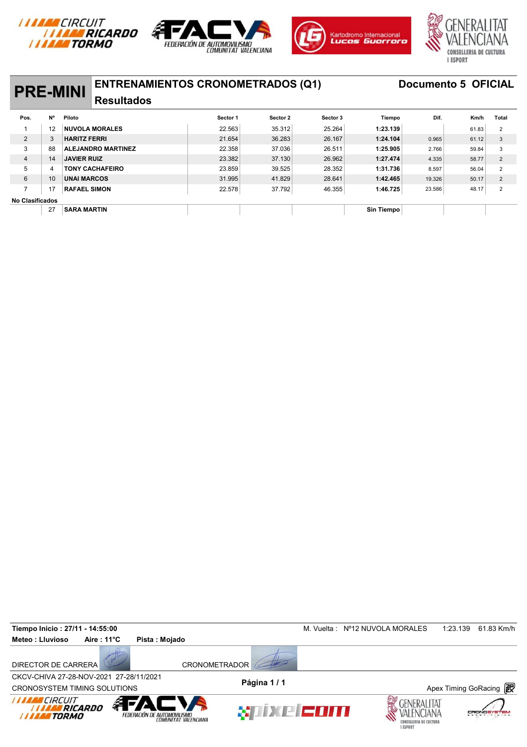# PRE-MINI

## ENTRENAMIENTOS CRONOMETRADOS (Q1)

**Documento 5 OFICIAL**

### Resultados

| Pos. | Nº | Piloto | Sector 1 | Sector 2 | Sector 3 | Tiempo | Dif. | Km/h | Total |
|---|---|---|---|---|---|---|---|---|---|
| 1 | 12 | **NUVOLA MORALES** | 22.563 | 35.312 | 25.264 | **1:23.139** | | 61.83 | 2 |
| 2 | 3 | **HARITZ FERRI** | 21.654 | 36.283 | 26.167 | **1:24.104** | 0.965 | 61.12 | 3 |
| 3 | 88 | **ALEJANDRO MARTINEZ** | 22.358 | 37.036 | 26.511 | **1:25.905** | 2.766 | 59.84 | 3 |
| 4 | 14 | **JAVIER RUIZ** | 23.382 | 37.130 | 26.962 | **1:27.474** | 4.335 | 58.77 | 2 |
| 5 | 4 | **TONY CACHAFEIRO** | 23.859 | 39.525 | 28.352 | **1:31.736** | 8.597 | 56.04 | 2 |
| 6 | 10 | **UNAI MARCOS** | 31.995 | 41.829 | 28.641 | **1:42.465** | 19.326 | 50.17 | 2 |
| 7 | 17 | **RAFAEL SIMON** | 22.578 | 37.792 | 46.355 | **1:46.725** | 23.586 | 48.17 | 2 |
| **No Clasificados** | | | | | | | | | |
| | 27 | **SARA MARTIN** | | | | **Sin Tiempo** | | | |

**Tiempo Inicio : 27/11 - 14:55:00**

**Meteo : Lluvioso** **Aire : 11°C** **Pista : Mojado**

M. Vuelta : Nº12 NUVOLA MORALES 1:23.139 61.83 Km/h

DIRECTOR DE CARRERA CRONOMETRADOR

CKCV-CHIVA 27-28-NOV-2021 27-28/11/2021

CRONOSYSTEM TIMING SOLUTIONS

**Página 1 / 1**

Apex Timing GoRacing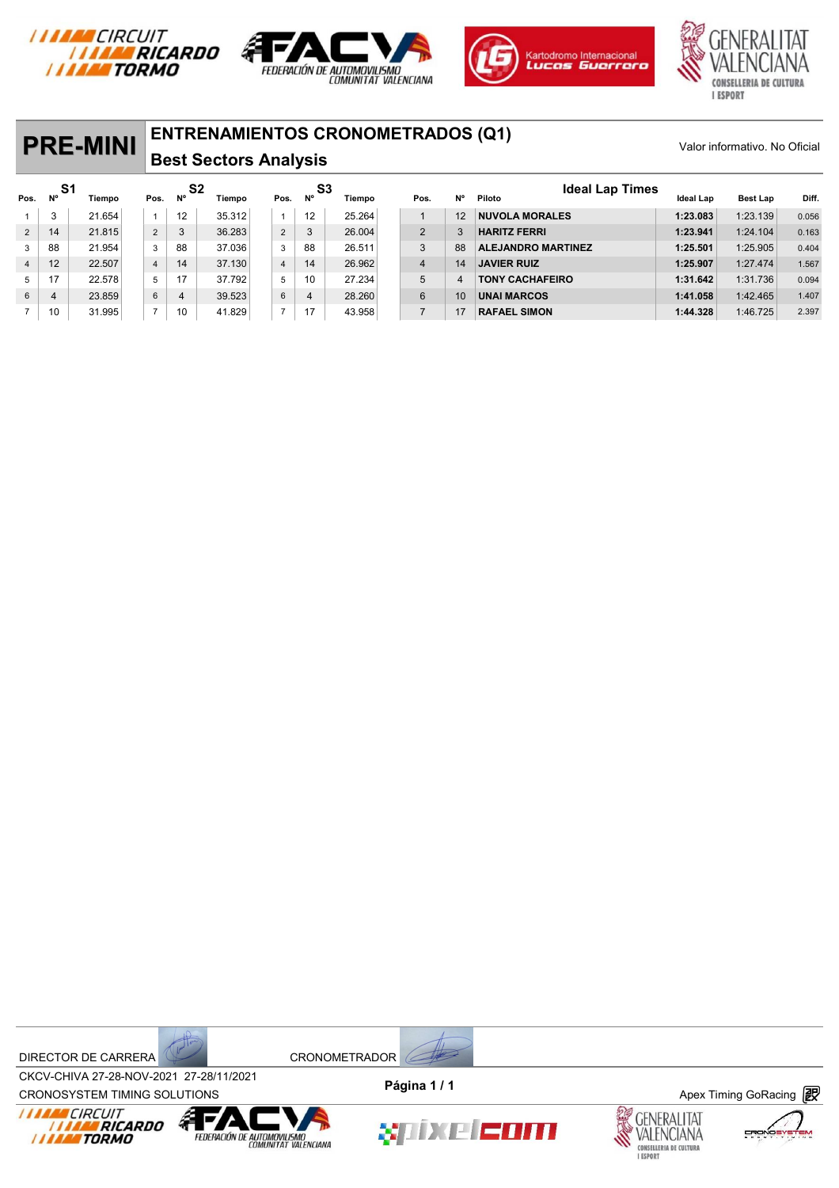# PRE-MINI

## ENTRENAMIENTOS CRONOMETRADOS (Q1)

### Best Sectors Analysis

Valor informativo. No Oficial

| S1 | | | S2 | | | S3 | | |
|---|---|---|---|---|---|---|---|---|
| Pos. | Nº | Tiempo | Pos. | Nº | Tiempo | Pos. | Nº | Tiempo |
| 1 | 3 | 21.654 | 1 | 12 | 35.312 | 1 | 12 | 25.264 |
| 2 | 14 | 21.815 | 2 | 3 | 36.283 | 2 | 3 | 26.004 |
| 3 | 88 | 21.954 | 3 | 88 | 37.036 | 3 | 88 | 26.511 |
| 4 | 12 | 22.507 | 4 | 14 | 37.130 | 4 | 14 | 26.962 |
| 5 | 17 | 22.578 | 5 | 17 | 37.792 | 5 | 10 | 27.234 |
| 6 | 4 | 23.859 | 6 | 4 | 39.523 | 6 | 4 | 28.260 |
| 7 | 10 | 31.995 | 7 | 10 | 41.829 | 7 | 17 | 43.958 |

**Ideal Lap Times**

| Pos. | Nº | Piloto | Ideal Lap | Best Lap | Diff. |
|---|---|---|---|---|---|
| 1 | 12 | NUVOLA MORALES | 1:23.083 | 1:23.139 | 0.056 |
| 2 | 3 | HARITZ FERRI | 1:23.941 | 1:24.104 | 0.163 |
| 3 | 88 | ALEJANDRO MARTINEZ | 1:25.501 | 1:25.905 | 0.404 |
| 4 | 14 | JAVIER RUIZ | 1:25.907 | 1:27.474 | 1.567 |
| 5 | 4 | TONY CACHAFEIRO | 1:31.642 | 1:31.736 | 0.094 |
| 6 | 10 | UNAI MARCOS | 1:41.058 | 1:42.465 | 1.407 |
| 7 | 17 | RAFAEL SIMON | 1:44.328 | 1:46.725 | 2.397 |

DIRECTOR DE CARRERA                CRONOMETRADOR

CKCV-CHIVA 27-28-NOV-2021 27-28/11/2021
CRONOSYSTEM TIMING SOLUTIONS

Página 1 / 1

Apex Timing GoRacing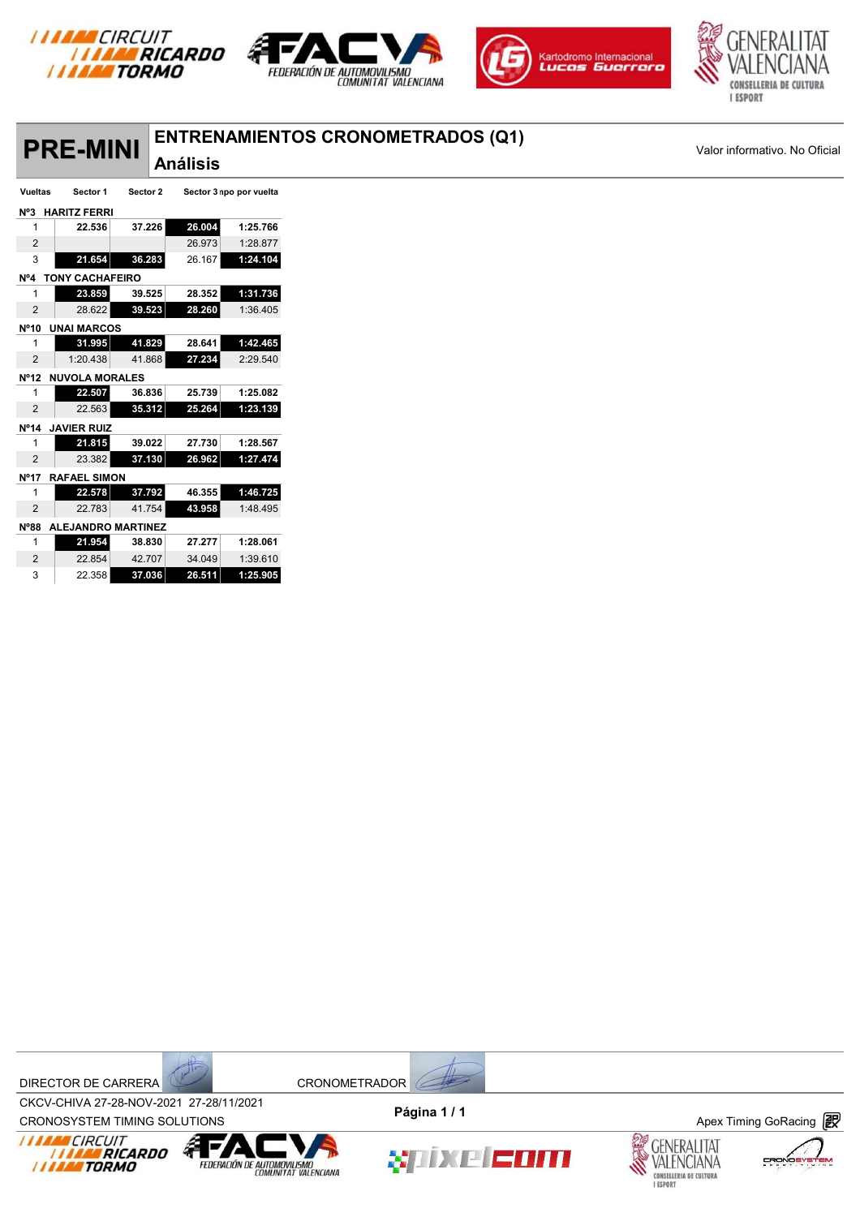# PRE-MINI

## ENTRENAMIENTOS CRONOMETRADOS (Q1)

### Análisis

Valor informativo. No Oficial

| Vueltas | Sector 1 | Sector 2 | Sector 3 | Tiempo por vuelta |
|---|---|---|---|---|
| **Nº3 HARITZ FERRI** | | | | |
| 1 | 22.536 | 37.226 | 26.004 | 1:25.766 |
| 2 | | | 26.973 | 1:28.877 |
| 3 | 21.654 | 36.283 | 26.167 | 1:24.104 |
| **Nº4 TONY CACHAFEIRO** | | | | |
| 1 | 23.859 | 39.525 | 28.352 | 1:31.736 |
| 2 | 28.622 | 39.523 | 28.260 | 1:36.405 |
| **Nº10 UNAI MARCOS** | | | | |
| 1 | 31.995 | 41.829 | 28.641 | 1:42.465 |
| 2 | 1:20.438 | 41.868 | 27.234 | 2:29.540 |
| **Nº12 NUVOLA MORALES** | | | | |
| 1 | 22.507 | 36.836 | 25.739 | 1:25.082 |
| 2 | 22.563 | 35.312 | 25.264 | 1:23.139 |
| **Nº14 JAVIER RUIZ** | | | | |
| 1 | 21.815 | 39.022 | 27.730 | 1:28.567 |
| 2 | 23.382 | 37.130 | 26.962 | 1:27.474 |
| **Nº17 RAFAEL SIMON** | | | | |
| 1 | 22.578 | 37.792 | 46.355 | 1:46.725 |
| 2 | 22.783 | 41.754 | 43.958 | 1:48.495 |
| **Nº88 ALEJANDRO MARTINEZ** | | | | |
| 1 | 21.954 | 38.830 | 27.277 | 1:28.061 |
| 2 | 22.854 | 42.707 | 34.049 | 1:39.610 |
| 3 | 22.358 | 37.036 | 26.511 | 1:25.905 |

DIRECTOR DE CARRERA

CRONOMETRADOR

CKCV-CHIVA 27-28-NOV-2021 27-28/11/2021

CRONOSYSTEM TIMING SOLUTIONS

Apex Timing GoRacing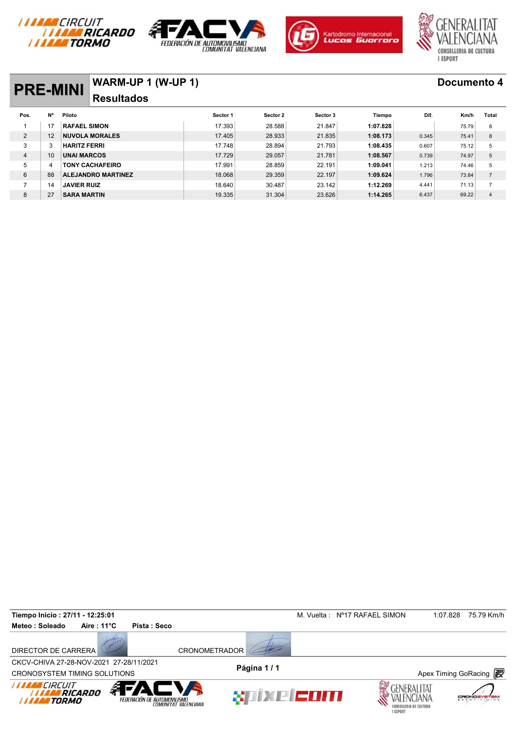# PRE-MINI

## WARM-UP 1 (W-UP 1)

**Resultados**

**Documento 4**

| Pos. | Nº | Piloto | Sector 1 | Sector 2 | Sector 3 | Tiempo | Dif. | Km/h | Total |
|---|---|---|---|---|---|---|---|---|---|
| 1 | 17 | RAFAEL SIMON | 17.393 | 28.588 | 21.847 | 1:07.828 | | 75.79 | 8 |
| 2 | 12 | NUVOLA MORALES | 17.405 | 28.933 | 21.835 | 1:08.173 | 0.345 | 75.41 | 8 |
| 3 | 3 | HARITZ FERRI | 17.748 | 28.894 | 21.793 | 1:08.435 | 0.607 | 75.12 | 5 |
| 4 | 10 | UNAI MARCOS | 17.729 | 29.057 | 21.781 | 1:08.567 | 0.739 | 74.97 | 5 |
| 5 | 4 | TONY CACHAFEIRO | 17.991 | 28.859 | 22.191 | 1:09.041 | 1.213 | 74.46 | 5 |
| 6 | 88 | ALEJANDRO MARTINEZ | 18.068 | 29.359 | 22.197 | 1:09.624 | 1.796 | 73.84 | 7 |
| 7 | 14 | JAVIER RUIZ | 18.640 | 30.487 | 23.142 | 1:12.269 | 4.441 | 71.13 | 7 |
| 8 | 27 | SARA MARTIN | 19.335 | 31.304 | 23.626 | 1:14.265 | 6.437 | 69.22 | 4 |

**Tiempo Inicio : 27/11 - 12:25:01**

M. Vuelta : Nº17 RAFAEL SIMON 1:07.828 75.79 Km/h

**Meteo : Soleado** **Aire : 11°C** **Pista : Seco**

DIRECTOR DE CARRERA

CRONOMETRADOR

CKCV-CHIVA 27-28-NOV-2021 27-28/11/2021

CRONOSYSTEM TIMING SOLUTIONS

Apex Timing GoRacing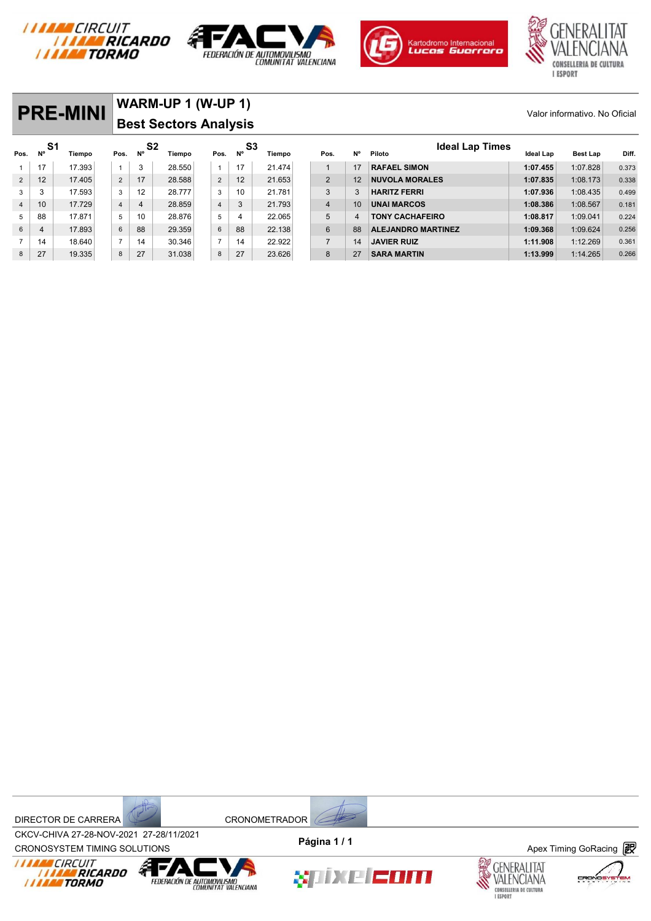# PRE-MINI

## WARM-UP 1 (W-UP 1)

## Best Sectors Analysis

Valor informativo. No Oficial

| S1 Pos. | Nº | Tiempo | S2 Pos. | Nº | Tiempo | S3 Pos. | Nº | Tiempo |
|---|---|---|---|---|---|---|---|---|
| 1 | 17 | 17.393 | 1 | 3 | 28.550 | 1 | 17 | 21.474 |
| 2 | 12 | 17.405 | 2 | 17 | 28.588 | 2 | 12 | 21.653 |
| 3 | 3 | 17.593 | 3 | 12 | 28.777 | 3 | 10 | 21.781 |
| 4 | 10 | 17.729 | 4 | 4 | 28.859 | 4 | 3 | 21.793 |
| 5 | 88 | 17.871 | 5 | 10 | 28.876 | 5 | 4 | 22.065 |
| 6 | 4 | 17.893 | 6 | 88 | 29.359 | 6 | 88 | 22.138 |
| 7 | 14 | 18.640 | 7 | 14 | 30.346 | 7 | 14 | 22.922 |
| 8 | 27 | 19.335 | 8 | 27 | 31.038 | 8 | 27 | 23.626 |

### Ideal Lap Times

| Pos. | Nº | Piloto | Ideal Lap | Best Lap | Diff. |
|---|---|---|---|---|---|
| 1 | 17 | RAFAEL SIMON | 1:07.455 | 1:07.828 | 0.373 |
| 2 | 12 | NUVOLA MORALES | 1:07.835 | 1:08.173 | 0.338 |
| 3 | 3 | HARITZ FERRI | 1:07.936 | 1:08.435 | 0.499 |
| 4 | 10 | UNAI MARCOS | 1:08.386 | 1:08.567 | 0.181 |
| 5 | 4 | TONY CACHAFEIRO | 1:08.817 | 1:09.041 | 0.224 |
| 6 | 88 | ALEJANDRO MARTINEZ | 1:09.368 | 1:09.624 | 0.256 |
| 7 | 14 | JAVIER RUIZ | 1:11.908 | 1:12.269 | 0.361 |
| 8 | 27 | SARA MARTIN | 1:13.999 | 1:14.265 | 0.266 |

DIRECTOR DE CARRERA CRONOMETRADOR

CKCV-CHIVA 27-28-NOV-2021 27-28/11/2021

CRONOSYSTEM TIMING SOLUTIONS

Apex Timing GoRacing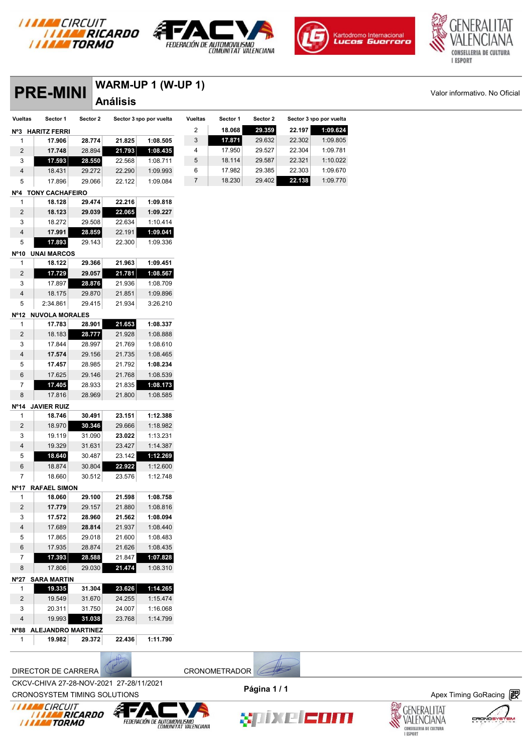# PRE-MINI

## WARM-UP 1 (W-UP 1)

## Análisis

Valor informativo. No Oficial

| Vueltas | Sector 1 | Sector 2 | Sector 3 | Tiempo por vuelta |
|---|---|---|---|---|
| **Nº3 HARITZ FERRI** | | | | |
| 1 | 17.906 | 28.774 | 21.825 | 1:08.505 |
| 2 | 17.748 | 28.894 | 21.793 | 1:08.435 |
| 3 | 17.593 | 28.550 | 22.568 | 1:08.711 |
| 4 | 18.431 | 29.272 | 22.290 | 1:09.993 |
| 5 | 17.896 | 29.066 | 22.122 | 1:09.084 |
| **Nº4 TONY CACHAFEIRO** | | | | |
| 1 | 18.128 | 29.474 | 22.216 | 1:09.818 |
| 2 | 18.123 | 29.039 | 22.065 | 1:09.227 |
| 3 | 18.272 | 29.508 | 22.634 | 1:10.414 |
| 4 | 17.991 | 28.859 | 22.191 | 1:09.041 |
| 5 | 17.893 | 29.143 | 22.300 | 1:09.336 |
| **Nº10 UNAI MARCOS** | | | | |
| 1 | 18.122 | 29.366 | 21.963 | 1:09.451 |
| 2 | 17.729 | 29.057 | 21.781 | 1:08.567 |
| 3 | 17.897 | 28.876 | 21.936 | 1:08.709 |
| 4 | 18.175 | 29.870 | 21.851 | 1:09.896 |
| 5 | 2:34.861 | 29.415 | 21.934 | 3:26.210 |
| **Nº12 NUVOLA MORALES** | | | | |
| 1 | 17.783 | 28.901 | 21.653 | 1:08.337 |
| 2 | 18.183 | 28.777 | 21.928 | 1:08.888 |
| 3 | 17.844 | 28.997 | 21.769 | 1:08.610 |
| 4 | 17.574 | 29.156 | 21.735 | 1:08.465 |
| 5 | 17.457 | 28.985 | 21.792 | 1:08.234 |
| 6 | 17.625 | 29.146 | 21.768 | 1:08.539 |
| 7 | 17.405 | 28.933 | 21.835 | 1:08.173 |
| 8 | 17.816 | 28.969 | 21.800 | 1:08.585 |
| **Nº14 JAVIER RUIZ** | | | | |
| 1 | 18.746 | 30.491 | 23.151 | 1:12.388 |
| 2 | 18.970 | 30.346 | 29.666 | 1:18.982 |
| 3 | 19.119 | 31.090 | 23.022 | 1:13.231 |
| 4 | 19.329 | 31.631 | 23.427 | 1:14.387 |
| 5 | 18.640 | 30.487 | 23.142 | 1:12.269 |
| 6 | 18.874 | 30.804 | 22.922 | 1:12.600 |
| 7 | 18.660 | 30.512 | 23.576 | 1:12.748 |
| **Nº17 RAFAEL SIMON** | | | | |
| 1 | 18.060 | 29.100 | 21.598 | 1:08.758 |
| 2 | 17.779 | 29.157 | 21.880 | 1:08.816 |
| 3 | 17.572 | 28.960 | 21.562 | 1:08.094 |
| 4 | 17.689 | 28.814 | 21.937 | 1:08.440 |
| 5 | 17.865 | 29.018 | 21.600 | 1:08.483 |
| 6 | 17.935 | 28.874 | 21.626 | 1:08.435 |
| 7 | 17.393 | 28.588 | 21.847 | 1:07.828 |
| 8 | 17.806 | 29.030 | 21.474 | 1:08.310 |
| **Nº27 SARA MARTIN** | | | | |
| 1 | 19.335 | 31.304 | 23.626 | 1:14.265 |
| 2 | 19.549 | 31.670 | 24.255 | 1:15.474 |
| 3 | 20.311 | 31.750 | 24.007 | 1:16.068 |
| 4 | 19.993 | 31.038 | 23.768 | 1:14.799 |
| **Nº88 ALEJANDRO MARTINEZ** | | | | |
| 1 | 19.982 | 29.372 | 22.436 | 1:11.790 |
| 2 | 18.068 | 29.359 | 22.197 | 1:09.624 |
| 3 | 17.871 | 29.632 | 22.302 | 1:09.805 |
| 4 | 17.950 | 29.527 | 22.304 | 1:09.781 |
| 5 | 18.114 | 29.587 | 22.321 | 1:10.022 |
| 6 | 17.982 | 29.385 | 22.303 | 1:09.670 |
| 7 | 18.230 | 29.402 | 22.138 | 1:09.770 |

DIRECTOR DE CARRERA    CRONOMETRADOR

CKCV-CHIVA 27-28-NOV-2021 27-28/11/2021

CRONOSYSTEM TIMING SOLUTIONS

Página 1 / 1

Apex Timing GoRacing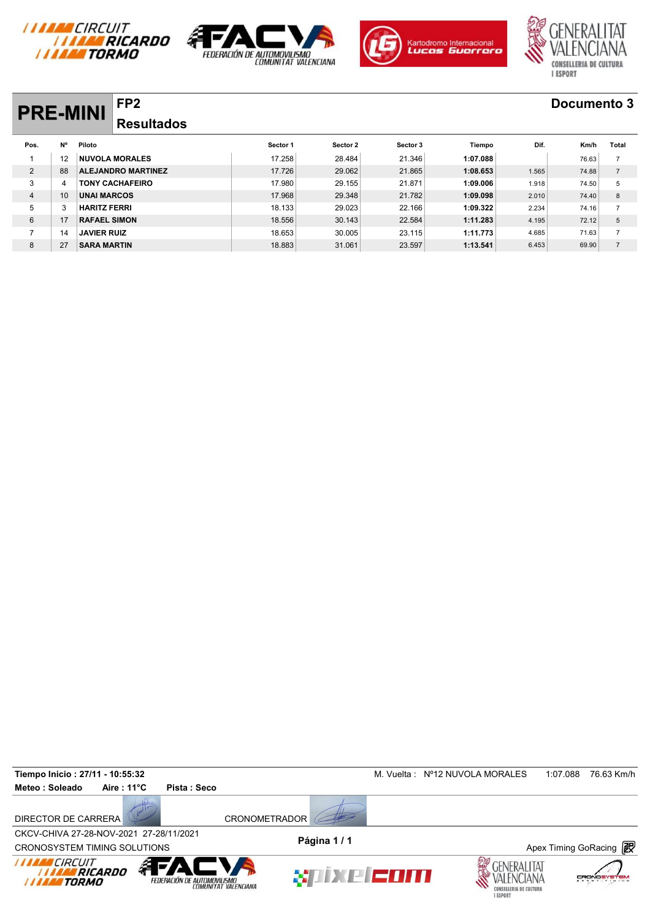# PRE-MINI

## FP2

## Resultados

**Documento 3**

| Pos. | Nº | Piloto | Sector 1 | Sector 2 | Sector 3 | Tiempo | Dif. | Km/h | Total |
|---|---|---|---|---|---|---|---|---|---|
| 1 | 12 | NUVOLA MORALES | 17.258 | 28.484 | 21.346 | 1:07.088 | | 76.63 | 7 |
| 2 | 88 | ALEJANDRO MARTINEZ | 17.726 | 29.062 | 21.865 | 1:08.653 | 1.565 | 74.88 | 7 |
| 3 | 4 | TONY CACHAFEIRO | 17.980 | 29.155 | 21.871 | 1:09.006 | 1.918 | 74.50 | 5 |
| 4 | 10 | UNAI MARCOS | 17.968 | 29.348 | 21.782 | 1:09.098 | 2.010 | 74.40 | 8 |
| 5 | 3 | HARITZ FERRI | 18.133 | 29.023 | 22.166 | 1:09.322 | 2.234 | 74.16 | 7 |
| 6 | 17 | RAFAEL SIMON | 18.556 | 30.143 | 22.584 | 1:11.283 | 4.195 | 72.12 | 5 |
| 7 | 14 | JAVIER RUIZ | 18.653 | 30.005 | 23.115 | 1:11.773 | 4.685 | 71.63 | 7 |
| 8 | 27 | SARA MARTIN | 18.883 | 31.061 | 23.597 | 1:13.541 | 6.453 | 69.90 | 7 |

**Tiempo Inicio : 27/11 - 10:55:32**
M. Vuelta : Nº12 NUVOLA MORALES 1:07.088 76.63 Km/h

**Meteo : Soleado** **Aire : 11°C** **Pista : Seco**

DIRECTOR DE CARRERA CRONOMETRADOR

CKCV-CHIVA 27-28-NOV-2021 27-28/11/2021

CRONOSYSTEM TIMING SOLUTIONS

Apex Timing GoRacing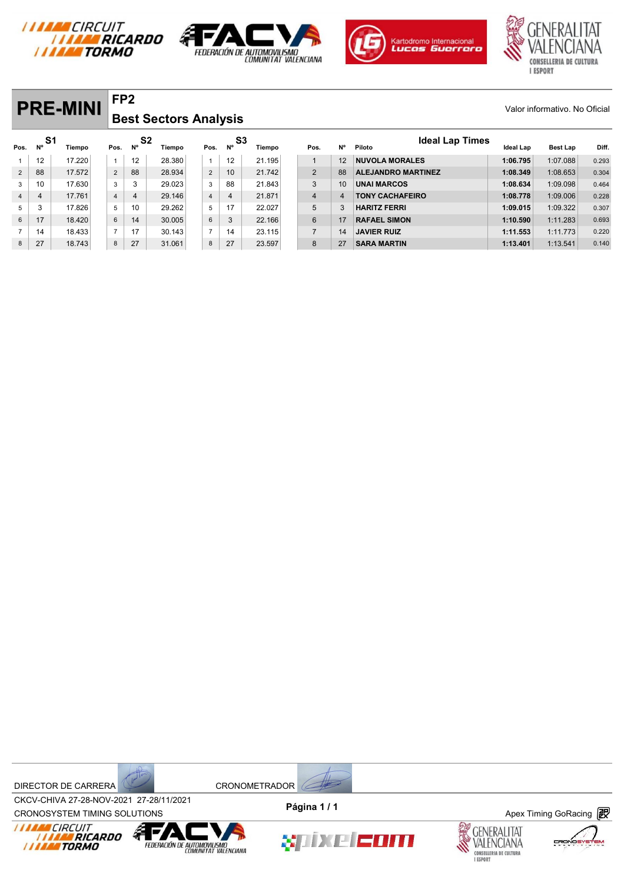# PRE-MINI

## FP2

## Best Sectors Analysis

Valor informativo. No Oficial

| S1 Pos. | Nº | Tiempo | S2 Pos. | Nº | Tiempo | S3 Pos. | Nº | Tiempo |
|---|---|---|---|---|---|---|---|---|
| 1 | 12 | 17.220 | 1 | 12 | 28.380 | 1 | 12 | 21.195 |
| 2 | 88 | 17.572 | 2 | 88 | 28.934 | 2 | 10 | 21.742 |
| 3 | 10 | 17.630 | 3 | 3 | 29.023 | 3 | 88 | 21.843 |
| 4 | 4 | 17.761 | 4 | 4 | 29.146 | 4 | 4 | 21.871 |
| 5 | 3 | 17.826 | 5 | 10 | 29.262 | 5 | 17 | 22.027 |
| 6 | 17 | 18.420 | 6 | 14 | 30.005 | 6 | 3 | 22.166 |
| 7 | 14 | 18.433 | 7 | 17 | 30.143 | 7 | 14 | 23.115 |
| 8 | 27 | 18.743 | 8 | 27 | 31.061 | 8 | 27 | 23.597 |

### Ideal Lap Times

| Pos. | Nº | Piloto | Ideal Lap | Best Lap | Diff. |
|---|---|---|---|---|---|
| 1 | 12 | NUVOLA MORALES | 1:06.795 | 1:07.088 | 0.293 |
| 2 | 88 | ALEJANDRO MARTINEZ | 1:08.349 | 1:08.653 | 0.304 |
| 3 | 10 | UNAI MARCOS | 1:08.634 | 1:09.098 | 0.464 |
| 4 | 4 | TONY CACHAFEIRO | 1:08.778 | 1:09.006 | 0.228 |
| 5 | 3 | HARITZ FERRI | 1:09.015 | 1:09.322 | 0.307 |
| 6 | 17 | RAFAEL SIMON | 1:10.590 | 1:11.283 | 0.693 |
| 7 | 14 | JAVIER RUIZ | 1:11.553 | 1:11.773 | 0.220 |
| 8 | 27 | SARA MARTIN | 1:13.401 | 1:13.541 | 0.140 |

DIRECTOR DE CARRERA

CRONOMETRADOR

CKCV-CHIVA 27-28-NOV-2021 27-28/11/2021

CRONOSYSTEM TIMING SOLUTIONS

Apex Timing GoRacing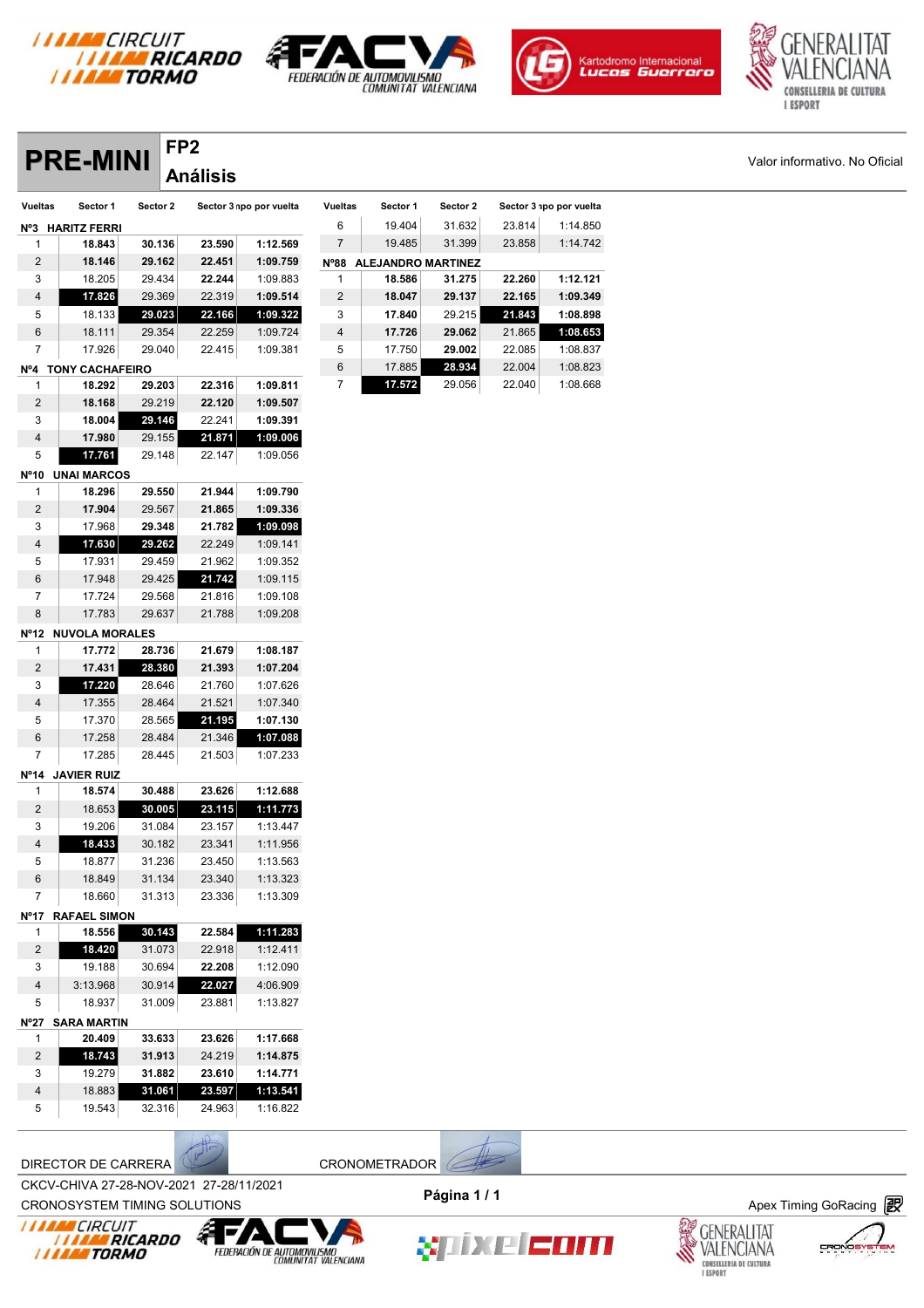# PRE-MINI

## FP2 Análisis

Valor informativo. No Oficial

| Vueltas | Sector 1 | Sector 2 | Sector 3 | Tiempo por vuelta |
|---|---|---|---|---|
| **Nº3 HARITZ FERRI** | | | | |
| 1 | **18.843** | **30.136** | **23.590** | **1:12.569** |
| 2 | **18.146** | **29.162** | **22.451** | **1:09.759** |
| 3 | 18.205 | 29.434 | **22.244** | 1:09.883 |
| 4 | **17.826** | 29.369 | 22.319 | **1:09.514** |
| 5 | 18.133 | **29.023** | **22.166** | **1:09.322** |
| 6 | 18.111 | 29.354 | 22.259 | 1:09.724 |
| 7 | 17.926 | 29.040 | 22.415 | 1:09.381 |
| **Nº4 TONY CACHAFEIRO** | | | | |
| 1 | **18.292** | **29.203** | **22.316** | **1:09.811** |
| 2 | **18.168** | 29.219 | **22.120** | **1:09.507** |
| 3 | **18.004** | **29.146** | 22.241 | **1:09.391** |
| 4 | **17.980** | 29.155 | **21.871** | **1:09.006** |
| 5 | **17.761** | 29.148 | 22.147 | 1:09.056 |
| **Nº10 UNAI MARCOS** | | | | |
| 1 | **18.296** | **29.550** | **21.944** | **1:09.790** |
| 2 | **17.904** | 29.567 | **21.865** | **1:09.336** |
| 3 | 17.968 | **29.348** | **21.782** | **1:09.098** |
| 4 | **17.630** | **29.262** | 22.249 | 1:09.141 |
| 5 | 17.931 | 29.459 | 21.962 | 1:09.352 |
| 6 | 17.948 | 29.425 | **21.742** | 1:09.115 |
| 7 | 17.724 | 29.568 | 21.816 | 1:09.108 |
| 8 | 17.783 | 29.637 | 21.788 | 1:09.208 |
| **Nº12 NUVOLA MORALES** | | | | |
| 1 | **17.772** | **28.736** | **21.679** | **1:08.187** |
| 2 | **17.431** | **28.380** | **21.393** | **1:07.204** |
| 3 | **17.220** | 28.646 | 21.760 | 1:07.626 |
| 4 | 17.355 | 28.464 | 21.521 | 1:07.340 |
| 5 | 17.370 | 28.565 | **21.195** | **1:07.130** |
| 6 | 17.258 | 28.484 | 21.346 | **1:07.088** |
| 7 | 17.285 | 28.445 | 21.503 | 1:07.233 |
| **Nº14 JAVIER RUIZ** | | | | |
| 1 | **18.574** | **30.488** | **23.626** | **1:12.688** |
| 2 | 18.653 | **30.005** | **23.115** | **1:11.773** |
| 3 | 19.206 | 31.084 | 23.157 | 1:13.447 |
| 4 | **18.433** | 30.182 | 23.341 | 1:11.956 |
| 5 | 18.877 | 31.236 | 23.450 | 1:13.563 |
| 6 | 18.849 | 31.134 | 23.340 | 1:13.323 |
| 7 | 18.660 | 31.313 | 23.336 | 1:13.309 |
| **Nº17 RAFAEL SIMON** | | | | |
| 1 | **18.556** | **30.143** | **22.584** | **1:11.283** |
| 2 | **18.420** | 31.073 | 22.918 | 1:12.411 |
| 3 | 19.188 | 30.694 | **22.208** | 1:12.090 |
| 4 | 3:13.968 | 30.914 | **22.027** | 4:06.909 |
| 5 | 18.937 | 31.009 | 23.881 | 1:13.827 |
| **Nº27 SARA MARTIN** | | | | |
| 1 | **20.409** | **33.633** | **23.626** | **1:17.668** |
| 2 | **18.743** | **31.913** | 24.219 | **1:14.875** |
| 3 | 19.279 | 31.882 | **23.610** | **1:14.771** |
| 4 | 18.883 | **31.061** | **23.597** | **1:13.541** |
| 5 | 19.543 | 32.316 | 24.963 | 1:16.822 |
| 6 | 19.404 | 31.632 | 23.814 | 1:14.850 |
| 7 | 19.485 | 31.399 | 23.858 | 1:14.742 |
| **Nº88 ALEJANDRO MARTINEZ** | | | | |
| 1 | **18.586** | **31.275** | **22.260** | **1:12.121** |
| 2 | **18.047** | **29.137** | **22.165** | **1:09.349** |
| 3 | **17.840** | 29.215 | **21.843** | **1:08.898** |
| 4 | **17.726** | **29.062** | 21.865 | **1:08.653** |
| 5 | 17.750 | **29.002** | 22.085 | 1:08.837 |
| 6 | 17.885 | **28.934** | 22.004 | 1:08.823 |
| 7 | **17.572** | 29.056 | 22.040 | 1:08.668 |

DIRECTOR DE CARRERA

CRONOMETRADOR

CKCV-CHIVA 27-28-NOV-2021 27-28/11/2021

CRONOSYSTEM TIMING SOLUTIONS

Apex Timing GoRacing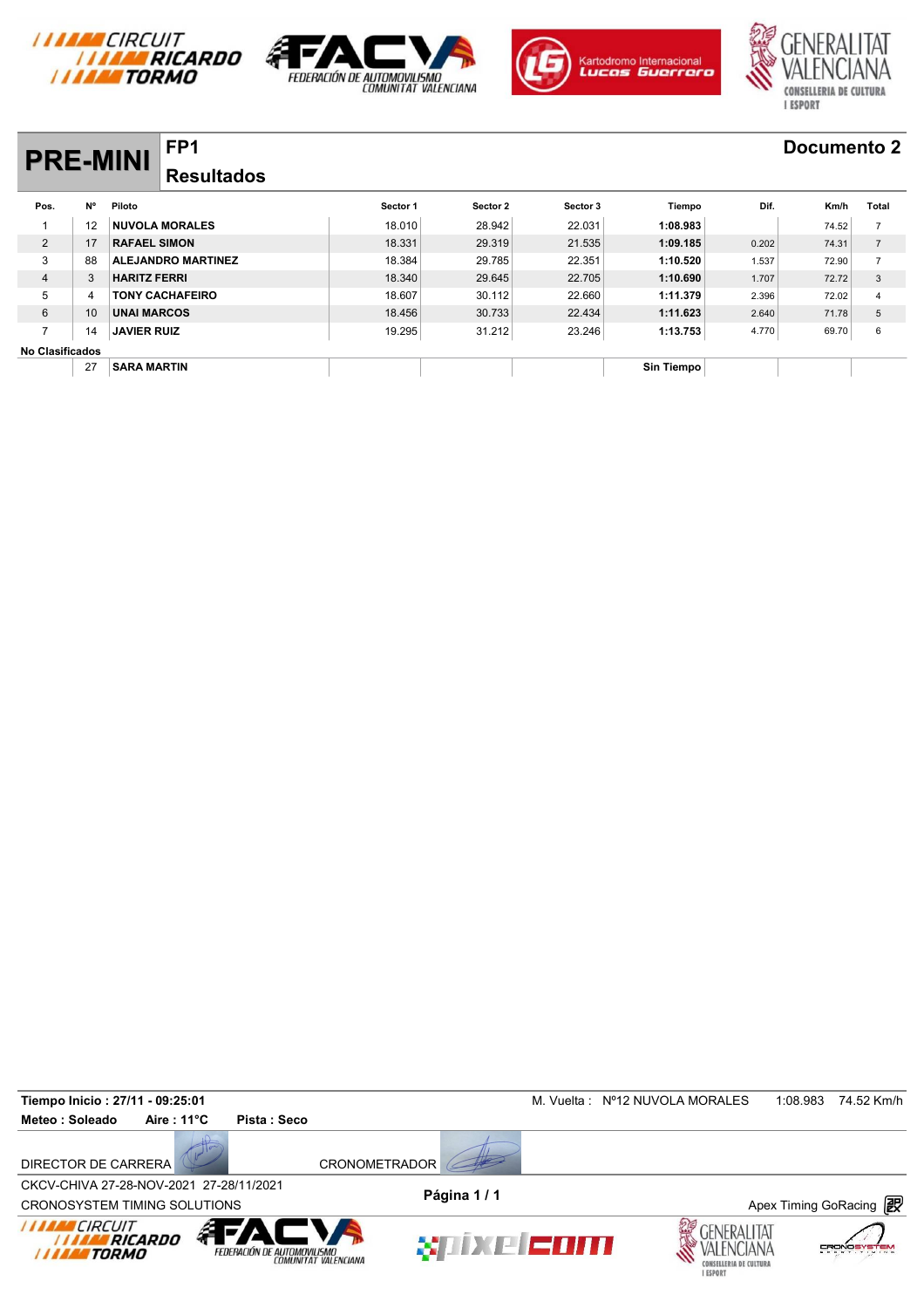# PRE-MINI

## FP1

## Resultados

**Documento 2**

| Pos. | Nº | Piloto | Sector 1 | Sector 2 | Sector 3 | Tiempo | Dif. | Km/h | Total |
|---|---|---|---|---|---|---|---|---|---|
| 1 | 12 | **NUVOLA MORALES** | 18.010 | 28.942 | 22.031 | **1:08.983** | | 74.52 | 7 |
| 2 | 17 | **RAFAEL SIMON** | 18.331 | 29.319 | 21.535 | **1:09.185** | 0.202 | 74.31 | 7 |
| 3 | 88 | **ALEJANDRO MARTINEZ** | 18.384 | 29.785 | 22.351 | **1:10.520** | 1.537 | 72.90 | 7 |
| 4 | 3 | **HARITZ FERRI** | 18.340 | 29.645 | 22.705 | **1:10.690** | 1.707 | 72.72 | 3 |
| 5 | 4 | **TONY CACHAFEIRO** | 18.607 | 30.112 | 22.660 | **1:11.379** | 2.396 | 72.02 | 4 |
| 6 | 10 | **UNAI MARCOS** | 18.456 | 30.733 | 22.434 | **1:11.623** | 2.640 | 71.78 | 5 |
| 7 | 14 | **JAVIER RUIZ** | 19.295 | 31.212 | 23.246 | **1:13.753** | 4.770 | 69.70 | 6 |
| **No Clasificados** | | | | | | | | | |
| | 27 | **SARA MARTIN** | | | | **Sin Tiempo** | | | |

**Tiempo Inicio : 27/11 - 09:25:01**

M. Vuelta : Nº12 NUVOLA MORALES 1:08.983 74.52 Km/h

**Meteo : Soleado** **Aire : 11°C** **Pista : Seco**

DIRECTOR DE CARRERA

CRONOMETRADOR

CKCV-CHIVA 27-28-NOV-2021 27-28/11/2021

CRONOSYSTEM TIMING SOLUTIONS

**Página 1 / 1**

Apex Timing GoRacing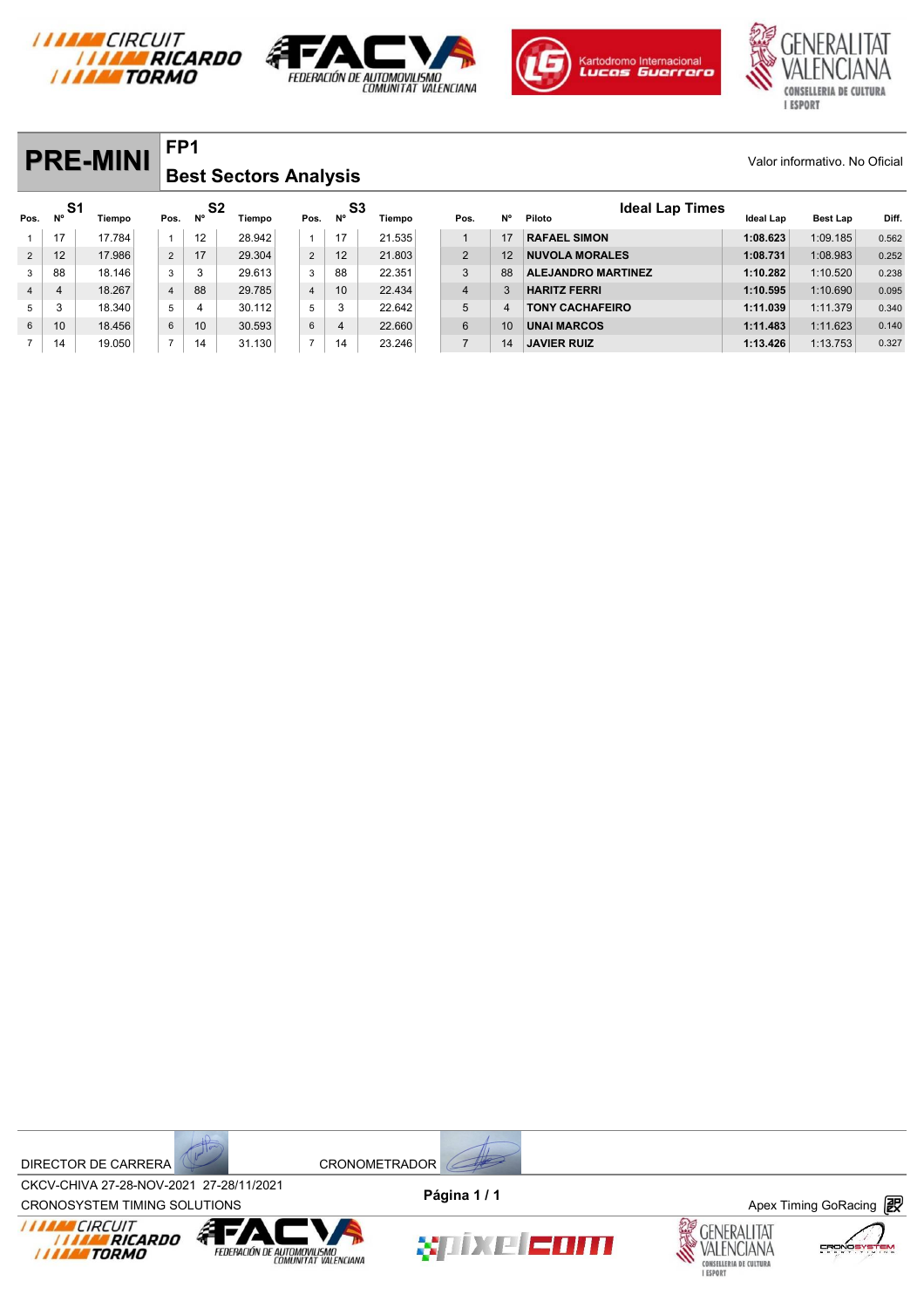# PRE-MINI

## FP1

## Best Sectors Analysis

Valor informativo. No Oficial

| S1 | | | S2 | | | S3 | | |
|---|---|---|---|---|---|---|---|---|
| Pos. | Nº | Tiempo | Pos. | Nº | Tiempo | Pos. | Nº | Tiempo |
| 1 | 17 | 17.784 | 1 | 12 | 28.942 | 1 | 17 | 21.535 |
| 2 | 12 | 17.986 | 2 | 17 | 29.304 | 2 | 12 | 21.803 |
| 3 | 88 | 18.146 | 3 | 3 | 29.613 | 3 | 88 | 22.351 |
| 4 | 4 | 18.267 | 4 | 88 | 29.785 | 4 | 10 | 22.434 |
| 5 | 3 | 18.340 | 5 | 4 | 30.112 | 5 | 3 | 22.642 |
| 6 | 10 | 18.456 | 6 | 10 | 30.593 | 6 | 4 | 22.660 |
| 7 | 14 | 19.050 | 7 | 14 | 31.130 | 7 | 14 | 23.246 |

### Ideal Lap Times

| Pos. | Nº | Piloto | Ideal Lap | Best Lap | Diff. |
|---|---|---|---|---|---|
| 1 | 17 | RAFAEL SIMON | 1:08.623 | 1:09.185 | 0.562 |
| 2 | 12 | NUVOLA MORALES | 1:08.731 | 1:08.983 | 0.252 |
| 3 | 88 | ALEJANDRO MARTINEZ | 1:10.282 | 1:10.520 | 0.238 |
| 4 | 3 | HARITZ FERRI | 1:10.595 | 1:10.690 | 0.095 |
| 5 | 4 | TONY CACHAFEIRO | 1:11.039 | 1:11.379 | 0.340 |
| 6 | 10 | UNAI MARCOS | 1:11.483 | 1:11.623 | 0.140 |
| 7 | 14 | JAVIER RUIZ | 1:13.426 | 1:13.753 | 0.327 |

DIRECTOR DE CARRERA

CRONOMETRADOR

CKCV-CHIVA 27-28-NOV-2021 27-28/11/2021

CRONOSYSTEM TIMING SOLUTIONS

Página 1 / 1

Apex Timing GoRacing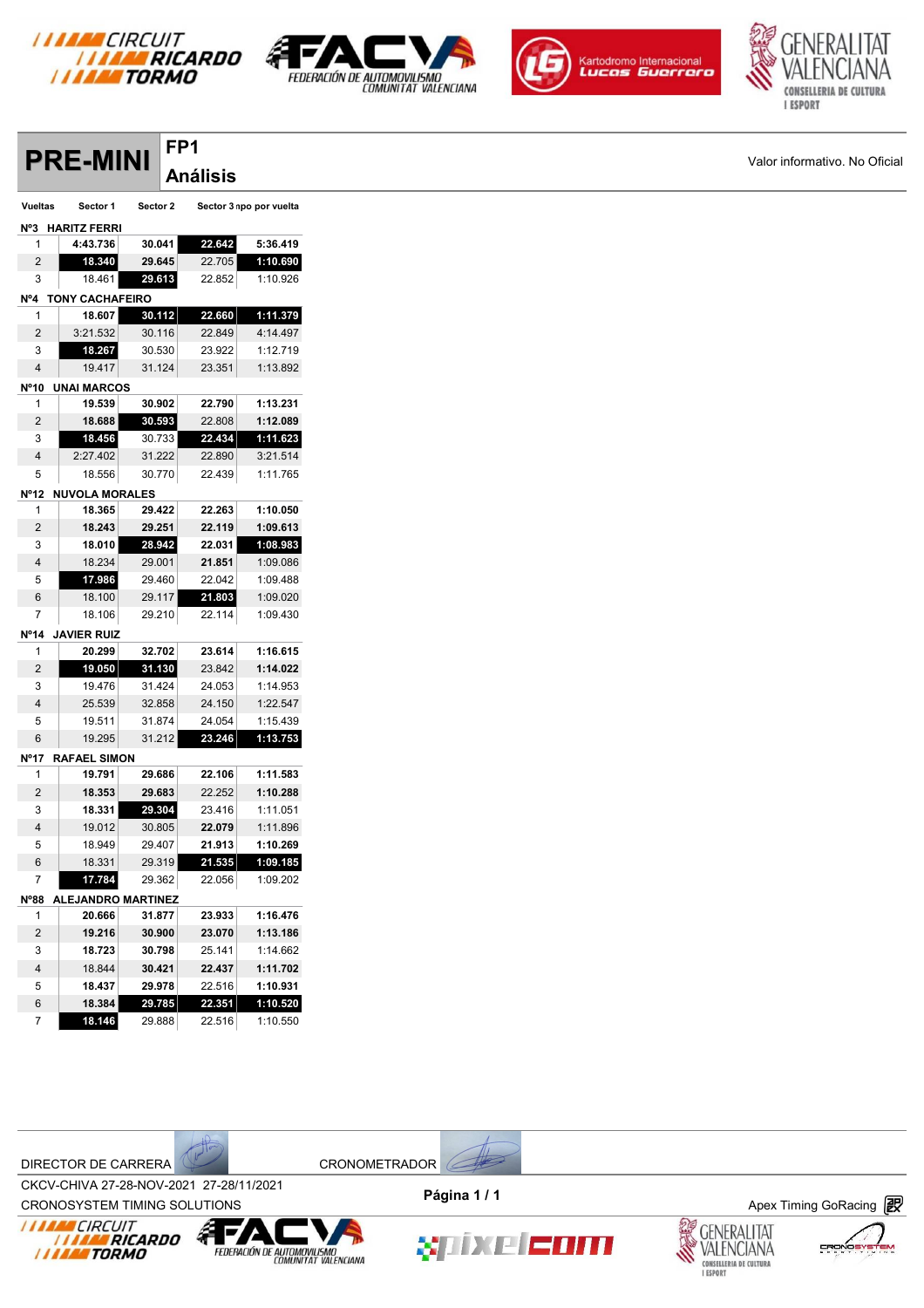# PRE-MINI

## FP1 Análisis

Valor informativo. No Oficial

| Vueltas | Sector 1 | Sector 2 | Sector 3 | Tiempo por vuelta |
|---|---|---|---|---|
| **Nº3 HARITZ FERRI** | | | | |
| 1 | 4:43.736 | 30.041 | 22.642 | 5:36.419 |
| 2 | 18.340 | 29.645 | 22.705 | 1:10.690 |
| 3 | 18.461 | 29.613 | 22.852 | 1:10.926 |
| **Nº4 TONY CACHAFEIRO** | | | | |
| 1 | 18.607 | 30.112 | 22.660 | 1:11.379 |
| 2 | 3:21.532 | 30.116 | 22.849 | 4:14.497 |
| 3 | 18.267 | 30.530 | 23.922 | 1:12.719 |
| 4 | 19.417 | 31.124 | 23.351 | 1:13.892 |
| **Nº10 UNAI MARCOS** | | | | |
| 1 | 19.539 | 30.902 | 22.790 | 1:13.231 |
| 2 | 18.688 | 30.593 | 22.808 | 1:12.089 |
| 3 | 18.456 | 30.733 | 22.434 | 1:11.623 |
| 4 | 2:27.402 | 31.222 | 22.890 | 3:21.514 |
| 5 | 18.556 | 30.770 | 22.439 | 1:11.765 |
| **Nº12 NUVOLA MORALES** | | | | |
| 1 | 18.365 | 29.422 | 22.263 | 1:10.050 |
| 2 | 18.243 | 29.251 | 22.119 | 1:09.613 |
| 3 | 18.010 | 28.942 | 22.031 | 1:08.983 |
| 4 | 18.234 | 29.001 | 21.851 | 1:09.086 |
| 5 | 17.986 | 29.460 | 22.042 | 1:09.488 |
| 6 | 18.100 | 29.117 | 21.803 | 1:09.020 |
| 7 | 18.106 | 29.210 | 22.114 | 1:09.430 |
| **Nº14 JAVIER RUIZ** | | | | |
| 1 | 20.299 | 32.702 | 23.614 | 1:16.615 |
| 2 | 19.050 | 31.130 | 23.842 | 1:14.022 |
| 3 | 19.476 | 31.424 | 24.053 | 1:14.953 |
| 4 | 25.539 | 32.858 | 24.150 | 1:22.547 |
| 5 | 19.511 | 31.874 | 24.054 | 1:15.439 |
| 6 | 19.295 | 31.212 | 23.246 | 1:13.753 |
| **Nº17 RAFAEL SIMON** | | | | |
| 1 | 19.791 | 29.686 | 22.106 | 1:11.583 |
| 2 | 18.353 | 29.683 | 22.252 | 1:10.288 |
| 3 | 18.331 | 29.304 | 23.416 | 1:11.051 |
| 4 | 19.012 | 30.805 | 22.079 | 1:11.896 |
| 5 | 18.949 | 29.407 | 21.913 | 1:10.269 |
| 6 | 18.331 | 29.319 | 21.535 | 1:09.185 |
| 7 | 17.784 | 29.362 | 22.056 | 1:09.202 |
| **Nº88 ALEJANDRO MARTINEZ** | | | | |
| 1 | 20.666 | 31.877 | 23.933 | 1:16.476 |
| 2 | 19.216 | 30.900 | 23.070 | 1:13.186 |
| 3 | 18.723 | 30.798 | 25.141 | 1:14.662 |
| 4 | 18.844 | 30.421 | 22.437 | 1:11.702 |
| 5 | 18.437 | 29.978 | 22.516 | 1:10.931 |
| 6 | 18.384 | 29.785 | 22.351 | 1:10.520 |
| 7 | 18.146 | 29.888 | 22.516 | 1:10.550 |

DIRECTOR DE CARRERA    CRONOMETRADOR

CKCV-CHIVA 27-28-NOV-2021 27-28/11/2021

CRONOSYSTEM TIMING SOLUTIONS

Apex Timing GoRacing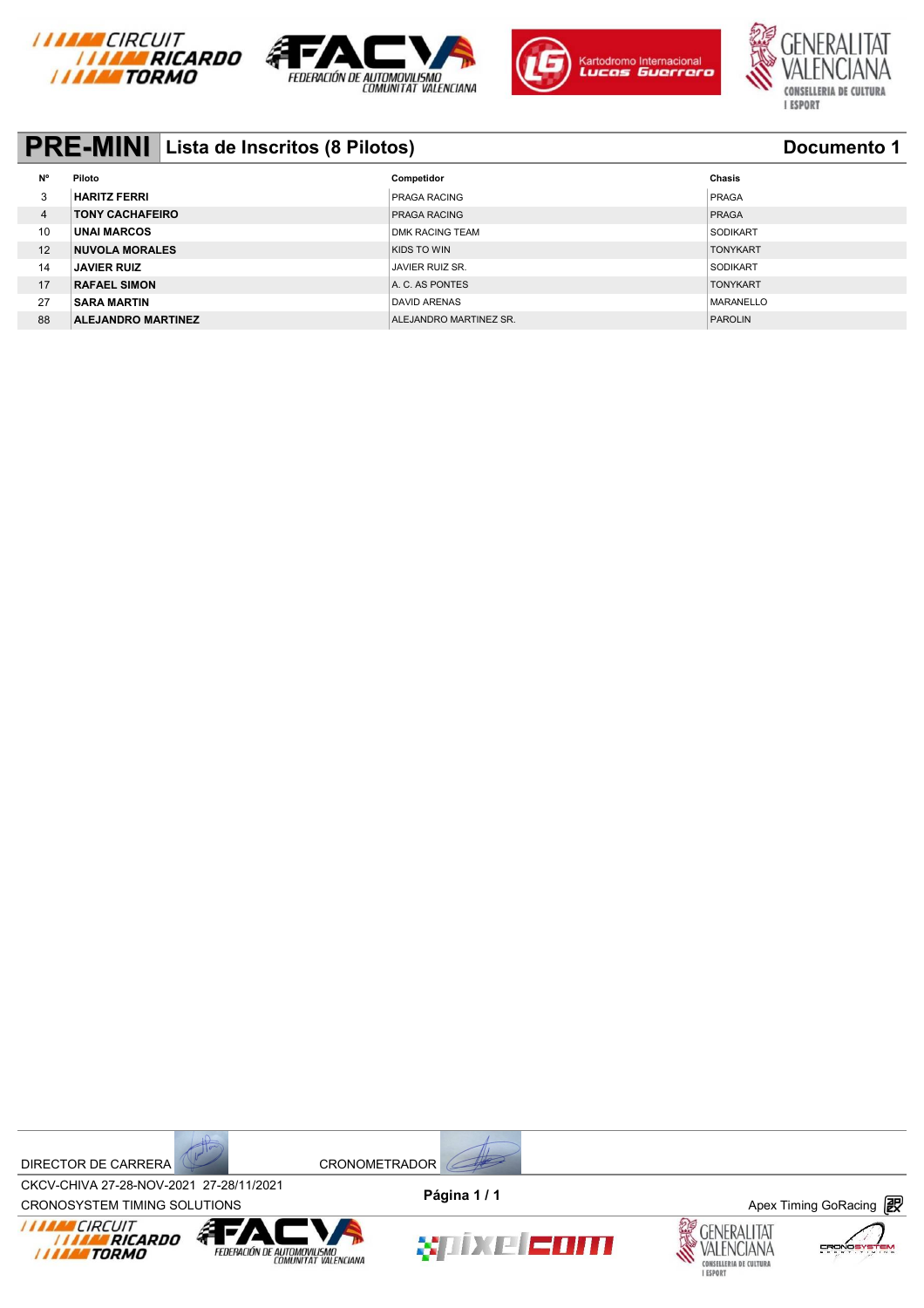## PRE-MINI Lista de Inscritos (8 Pilotos) Documento 1

| Nº | Piloto | Competidor | Chasis |
|---|---|---|---|
| 3 | **HARITZ FERRI** | PRAGA RACING | PRAGA |
| 4 | **TONY CACHAFEIRO** | PRAGA RACING | PRAGA |
| 10 | **UNAI MARCOS** | DMK RACING TEAM | SODIKART |
| 12 | **NUVOLA MORALES** | KIDS TO WIN | TONYKART |
| 14 | **JAVIER RUIZ** | JAVIER RUIZ SR. | SODIKART |
| 17 | **RAFAEL SIMON** | A. C. AS PONTES | TONYKART |
| 27 | **SARA MARTIN** | DAVID ARENAS | MARANELLO |
| 88 | **ALEJANDRO MARTINEZ** | ALEJANDRO MARTINEZ SR. | PAROLIN |

DIRECTOR DE CARRERA

CRONOMETRADOR

CKCV-CHIVA 27-28-NOV-2021 27-28/11/2021

CRONOSYSTEM TIMING SOLUTIONS

Apex Timing GoRacing